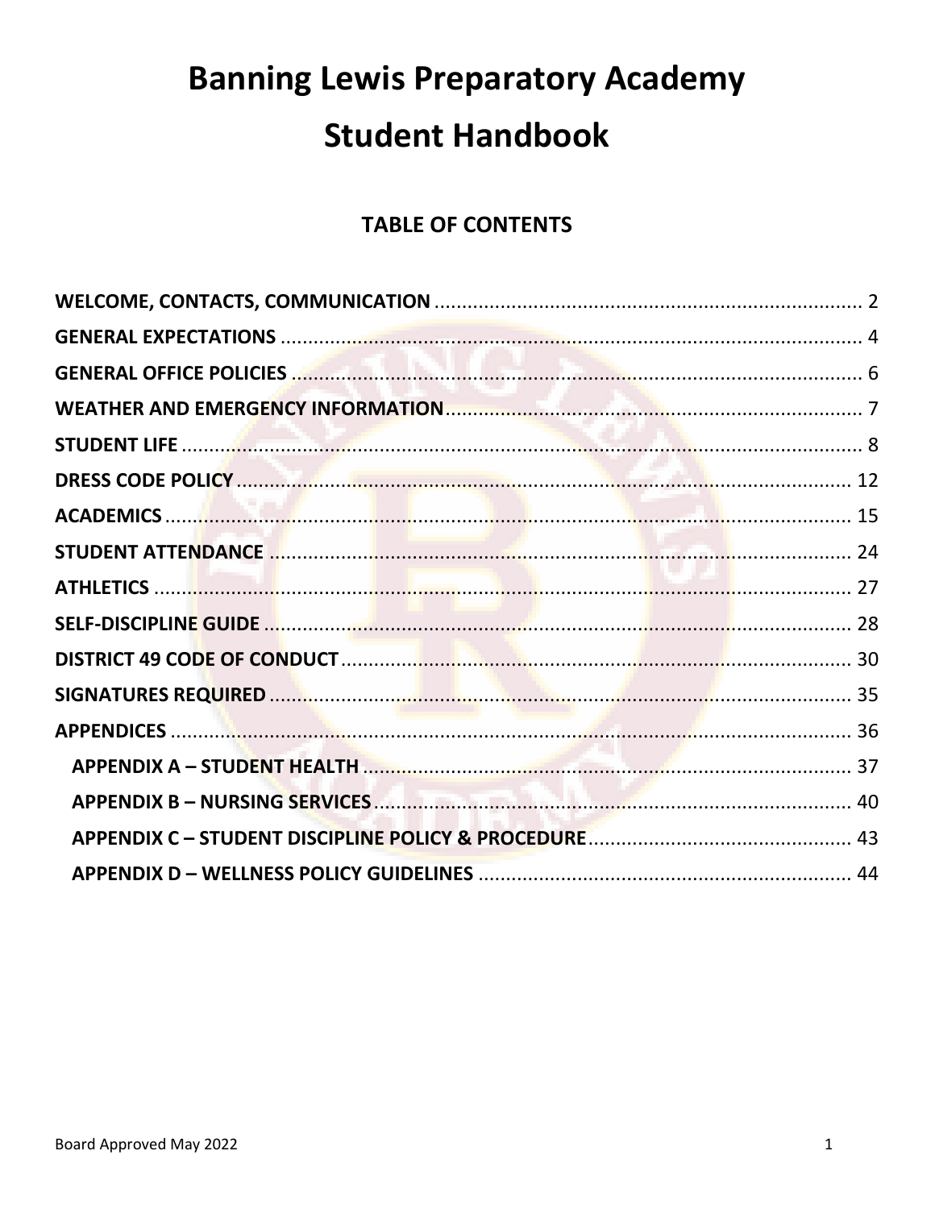# Banning Lewis Preparatory Academy

# Student Handbook

## TABLE OF CONTENTS

**WELCOME, CONTACTS, COMMUNICATION** ............................................ 2
**GENERAL EXPECTATIONS** ............................................ 4
**GENERAL OFFICE POLICIES** ............................................ 6
**WEATHER AND EMERGENCY INFORMATION** ............................................ 7
**STUDENT LIFE** ............................................ 8
**DRESS CODE POLICY** ............................................ 12
**ACADEMICS** ............................................ 15
**STUDENT ATTENDANCE** ............................................ 24
**ATHLETICS** ............................................ 27
**SELF-DISCIPLINE GUIDE** ............................................ 28
**DISTRICT 49 CODE OF CONDUCT** ............................................ 30
**SIGNATURES REQUIRED** ............................................ 35
**APPENDICES** ............................................ 36
- **APPENDIX A – STUDENT HEALTH** ............................................ 37
- **APPENDIX B – NURSING SERVICES** ............................................ 40
- **APPENDIX C – STUDENT DISCIPLINE POLICY & PROCEDURE** ............................................ 43
- **APPENDIX D – WELLNESS POLICY GUIDELINES** ............................................ 44

Board Approved May 2022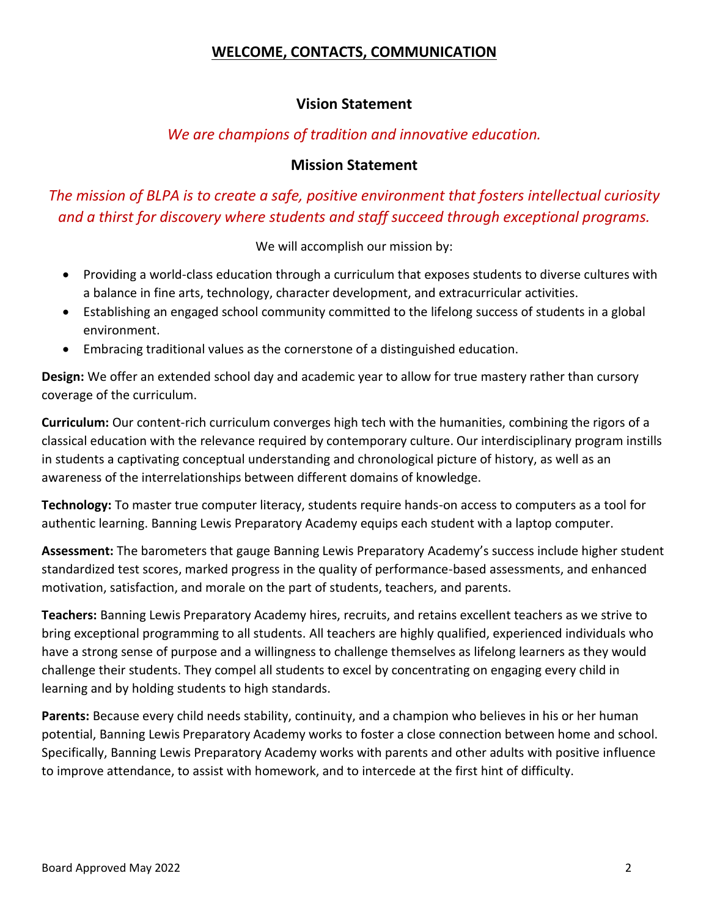# WELCOME, CONTACTS, COMMUNICATION

## Vision Statement

*We are champions of tradition and innovative education.*

## Mission Statement

*The mission of BLPA is to create a safe, positive environment that fosters intellectual curiosity and a thirst for discovery where students and staff succeed through exceptional programs.*

We will accomplish our mission by:

- Providing a world-class education through a curriculum that exposes students to diverse cultures with a balance in fine arts, technology, character development, and extracurricular activities.
- Establishing an engaged school community committed to the lifelong success of students in a global environment.
- Embracing traditional values as the cornerstone of a distinguished education.

**Design:** We offer an extended school day and academic year to allow for true mastery rather than cursory coverage of the curriculum.

**Curriculum:** Our content-rich curriculum converges high tech with the humanities, combining the rigors of a classical education with the relevance required by contemporary culture. Our interdisciplinary program instills in students a captivating conceptual understanding and chronological picture of history, as well as an awareness of the interrelationships between different domains of knowledge.

**Technology:** To master true computer literacy, students require hands-on access to computers as a tool for authentic learning. Banning Lewis Preparatory Academy equips each student with a laptop computer.

**Assessment:** The barometers that gauge Banning Lewis Preparatory Academy's success include higher student standardized test scores, marked progress in the quality of performance-based assessments, and enhanced motivation, satisfaction, and morale on the part of students, teachers, and parents.

**Teachers:** Banning Lewis Preparatory Academy hires, recruits, and retains excellent teachers as we strive to bring exceptional programming to all students. All teachers are highly qualified, experienced individuals who have a strong sense of purpose and a willingness to challenge themselves as lifelong learners as they would challenge their students. They compel all students to excel by concentrating on engaging every child in learning and by holding students to high standards.

**Parents:** Because every child needs stability, continuity, and a champion who believes in his or her human potential, Banning Lewis Preparatory Academy works to foster a close connection between home and school. Specifically, Banning Lewis Preparatory Academy works with parents and other adults with positive influence to improve attendance, to assist with homework, and to intercede at the first hint of difficulty.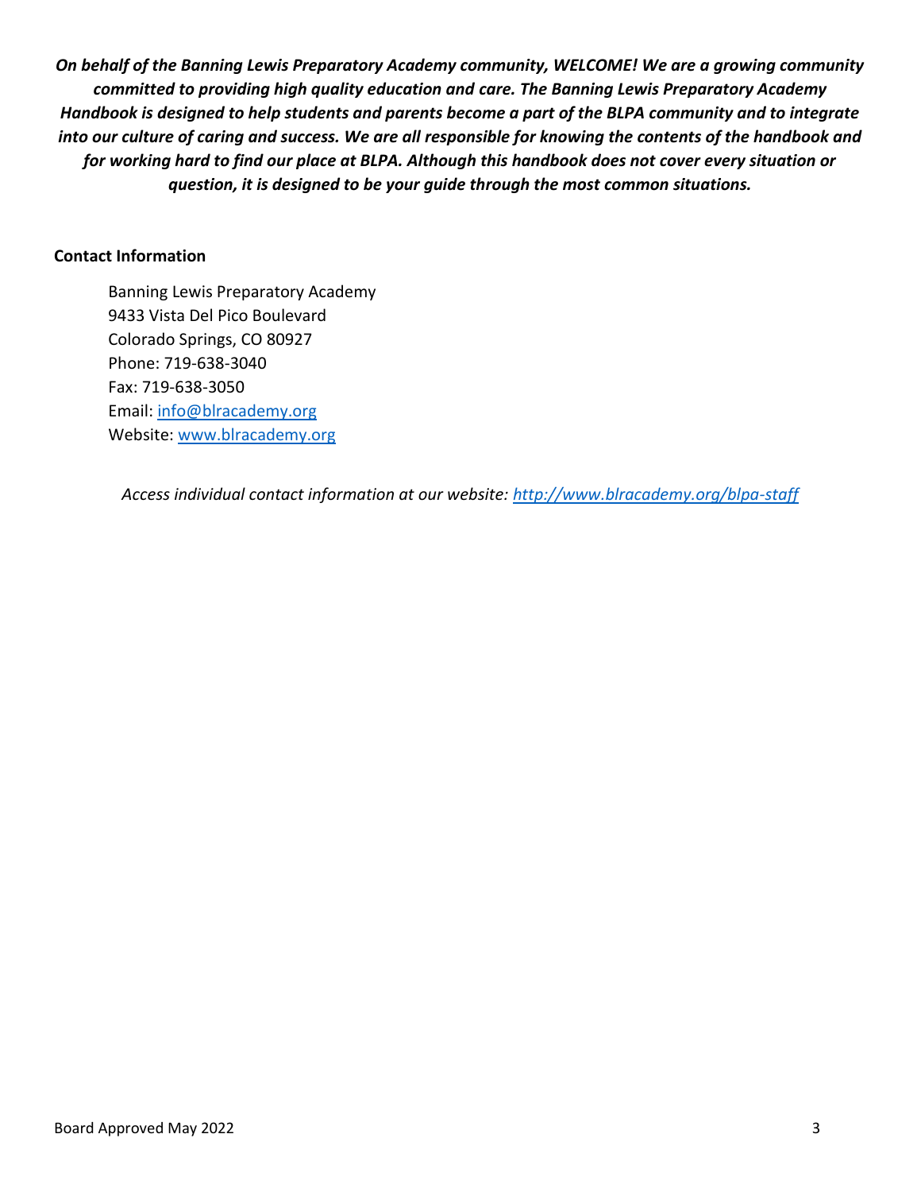***On behalf of the Banning Lewis Preparatory Academy community, WELCOME! We are a growing community committed to providing high quality education and care. The Banning Lewis Preparatory Academy Handbook is designed to help students and parents become a part of the BLPA community and to integrate into our culture of caring and success. We are all responsible for knowing the contents of the handbook and for working hard to find our place at BLPA. Although this handbook does not cover every situation or question, it is designed to be your guide through the most common situations.***

**Contact Information**

Banning Lewis Preparatory Academy
9433 Vista Del Pico Boulevard
Colorado Springs, CO 80927
Phone: 719-638-3040
Fax: 719-638-3050
Email: [info@blracademy.org](mailto:info@blracademy.org)
Website: [www.blracademy.org](http://www.blracademy.org)

*Access individual contact information at our website: [http://www.blracademy.org/blpa-staff](http://www.blracademy.org/blpa-staff)*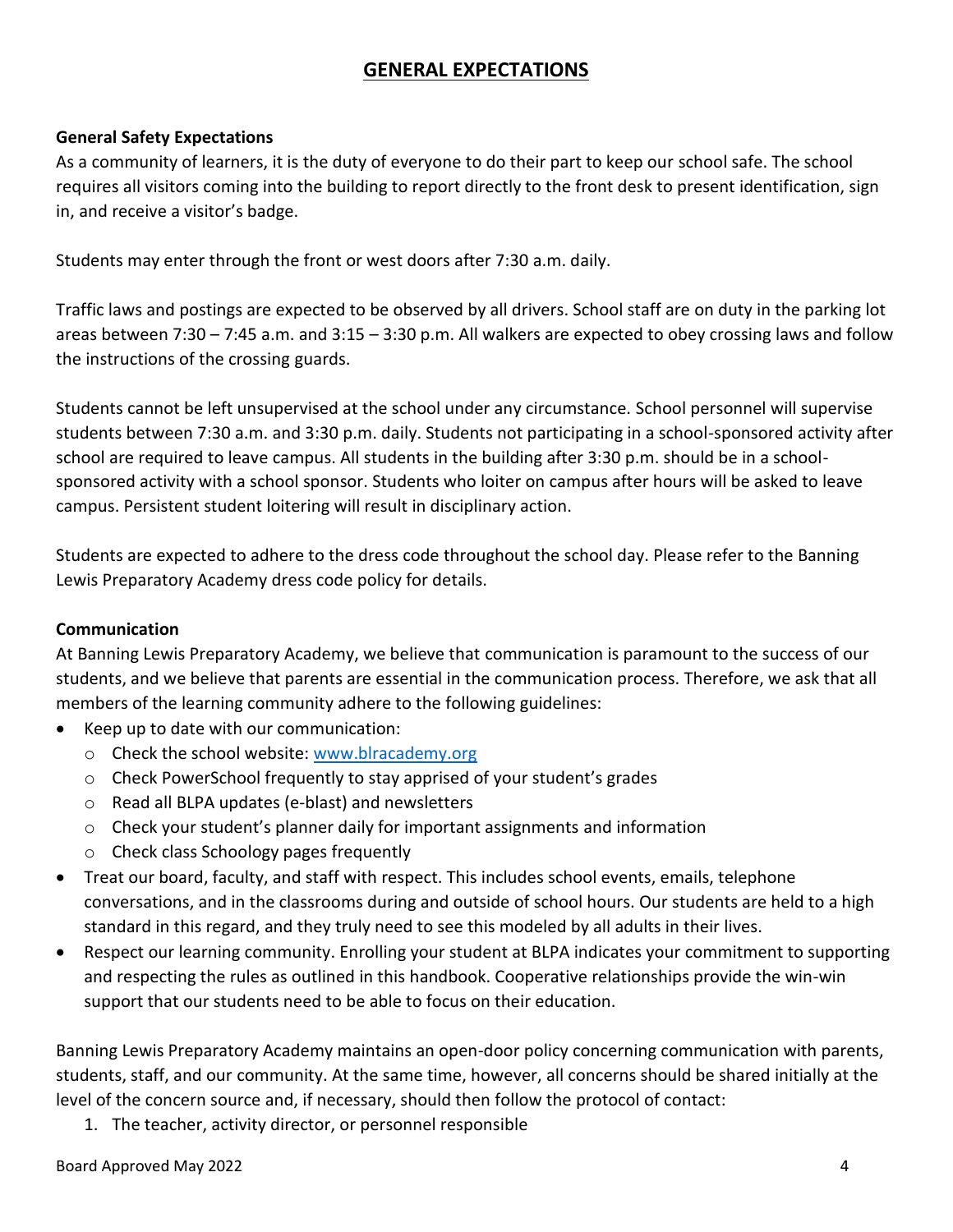## GENERAL EXPECTATIONS

**General Safety Expectations**

As a community of learners, it is the duty of everyone to do their part to keep our school safe. The school requires all visitors coming into the building to report directly to the front desk to present identification, sign in, and receive a visitor's badge.

Students may enter through the front or west doors after 7:30 a.m. daily.

Traffic laws and postings are expected to be observed by all drivers. School staff are on duty in the parking lot areas between 7:30 – 7:45 a.m. and 3:15 – 3:30 p.m. All walkers are expected to obey crossing laws and follow the instructions of the crossing guards.

Students cannot be left unsupervised at the school under any circumstance. School personnel will supervise students between 7:30 a.m. and 3:30 p.m. daily. Students not participating in a school-sponsored activity after school are required to leave campus. All students in the building after 3:30 p.m. should be in a school-sponsored activity with a school sponsor. Students who loiter on campus after hours will be asked to leave campus. Persistent student loitering will result in disciplinary action.

Students are expected to adhere to the dress code throughout the school day. Please refer to the Banning Lewis Preparatory Academy dress code policy for details.

**Communication**

At Banning Lewis Preparatory Academy, we believe that communication is paramount to the success of our students, and we believe that parents are essential in the communication process. Therefore, we ask that all members of the learning community adhere to the following guidelines:

- Keep up to date with our communication:
  - Check the school website: www.blracademy.org
  - Check PowerSchool frequently to stay apprised of your student's grades
  - Read all BLPA updates (e-blast) and newsletters
  - Check your student's planner daily for important assignments and information
  - Check class Schoology pages frequently
- Treat our board, faculty, and staff with respect. This includes school events, emails, telephone conversations, and in the classrooms during and outside of school hours. Our students are held to a high standard in this regard, and they truly need to see this modeled by all adults in their lives.
- Respect our learning community. Enrolling your student at BLPA indicates your commitment to supporting and respecting the rules as outlined in this handbook. Cooperative relationships provide the win-win support that our students need to be able to focus on their education.

Banning Lewis Preparatory Academy maintains an open-door policy concerning communication with parents, students, staff, and our community. At the same time, however, all concerns should be shared initially at the level of the concern source and, if necessary, should then follow the protocol of contact:

1. The teacher, activity director, or personnel responsible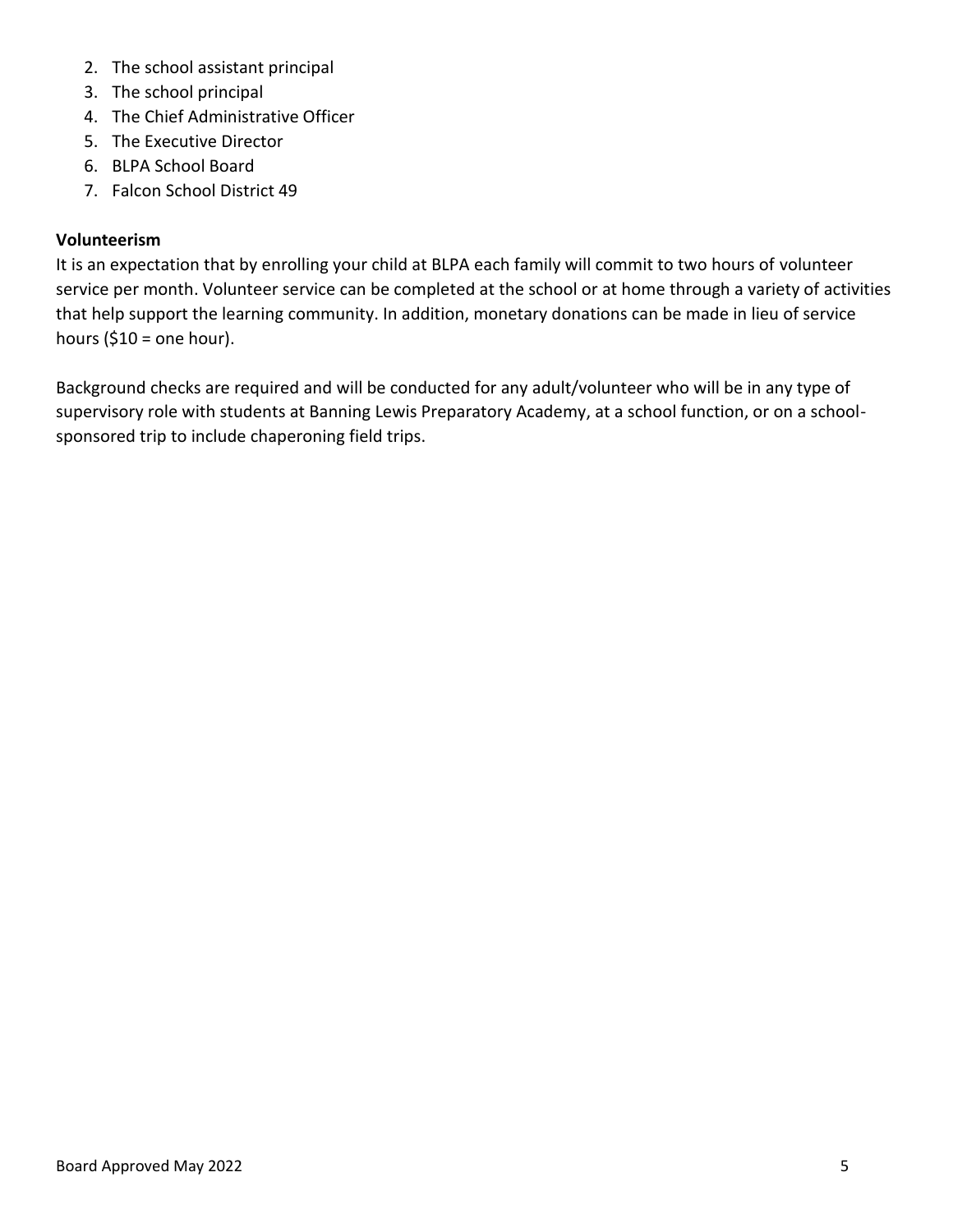2. The school assistant principal
3. The school principal
4. The Chief Administrative Officer
5. The Executive Director
6. BLPA School Board
7. Falcon School District 49

**Volunteerism**

It is an expectation that by enrolling your child at BLPA each family will commit to two hours of volunteer service per month. Volunteer service can be completed at the school or at home through a variety of activities that help support the learning community. In addition, monetary donations can be made in lieu of service hours ($10 = one hour).

Background checks are required and will be conducted for any adult/volunteer who will be in any type of supervisory role with students at Banning Lewis Preparatory Academy, at a school function, or on a school-sponsored trip to include chaperoning field trips.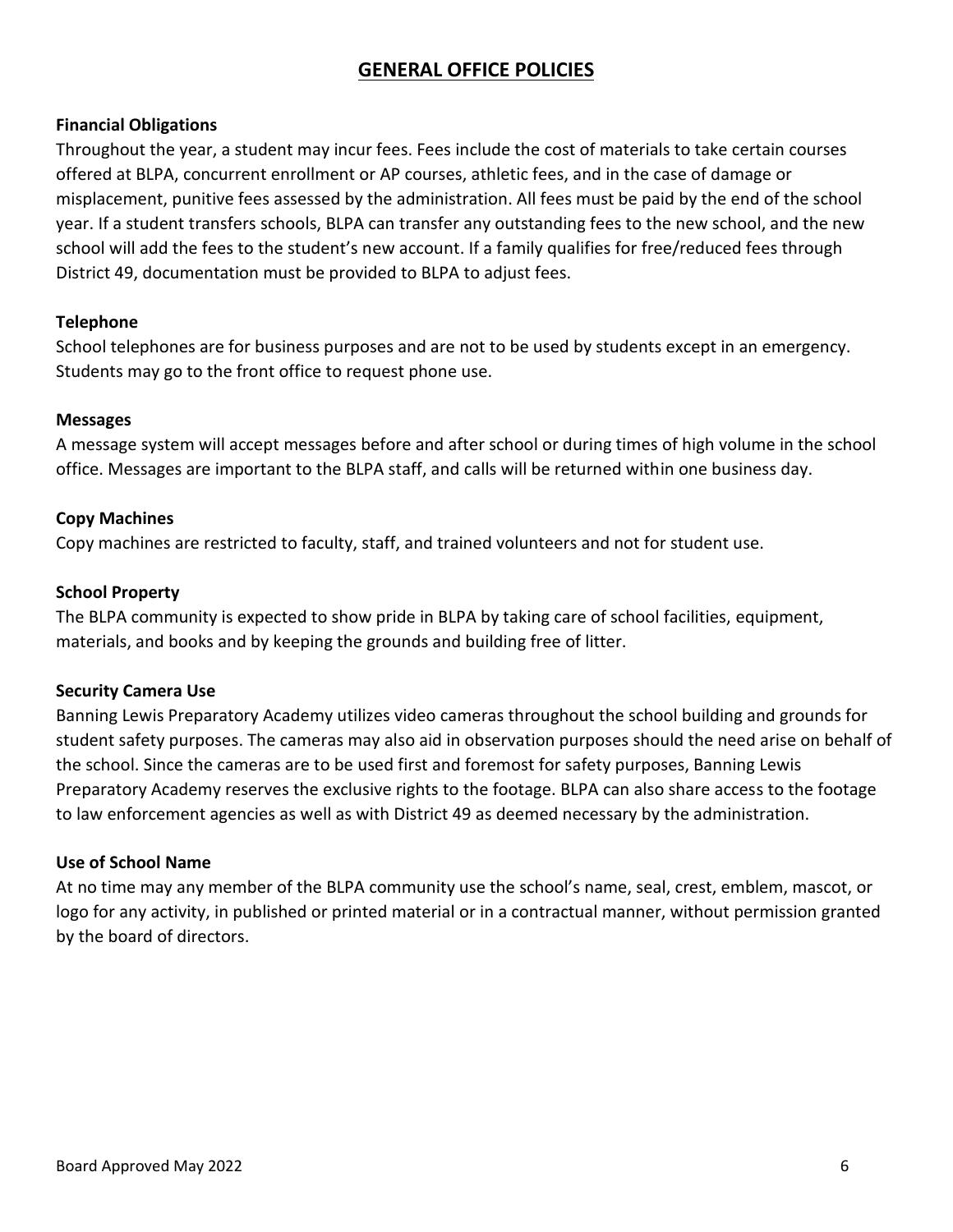# GENERAL OFFICE POLICIES

### Financial Obligations

Throughout the year, a student may incur fees. Fees include the cost of materials to take certain courses offered at BLPA, concurrent enrollment or AP courses, athletic fees, and in the case of damage or misplacement, punitive fees assessed by the administration. All fees must be paid by the end of the school year. If a student transfers schools, BLPA can transfer any outstanding fees to the new school, and the new school will add the fees to the student's new account. If a family qualifies for free/reduced fees through District 49, documentation must be provided to BLPA to adjust fees.

### Telephone

School telephones are for business purposes and are not to be used by students except in an emergency. Students may go to the front office to request phone use.

### Messages

A message system will accept messages before and after school or during times of high volume in the school office. Messages are important to the BLPA staff, and calls will be returned within one business day.

### Copy Machines

Copy machines are restricted to faculty, staff, and trained volunteers and not for student use.

### School Property

The BLPA community is expected to show pride in BLPA by taking care of school facilities, equipment, materials, and books and by keeping the grounds and building free of litter.

### Security Camera Use

Banning Lewis Preparatory Academy utilizes video cameras throughout the school building and grounds for student safety purposes. The cameras may also aid in observation purposes should the need arise on behalf of the school. Since the cameras are to be used first and foremost for safety purposes, Banning Lewis Preparatory Academy reserves the exclusive rights to the footage. BLPA can also share access to the footage to law enforcement agencies as well as with District 49 as deemed necessary by the administration.

### Use of School Name

At no time may any member of the BLPA community use the school's name, seal, crest, emblem, mascot, or logo for any activity, in published or printed material or in a contractual manner, without permission granted by the board of directors.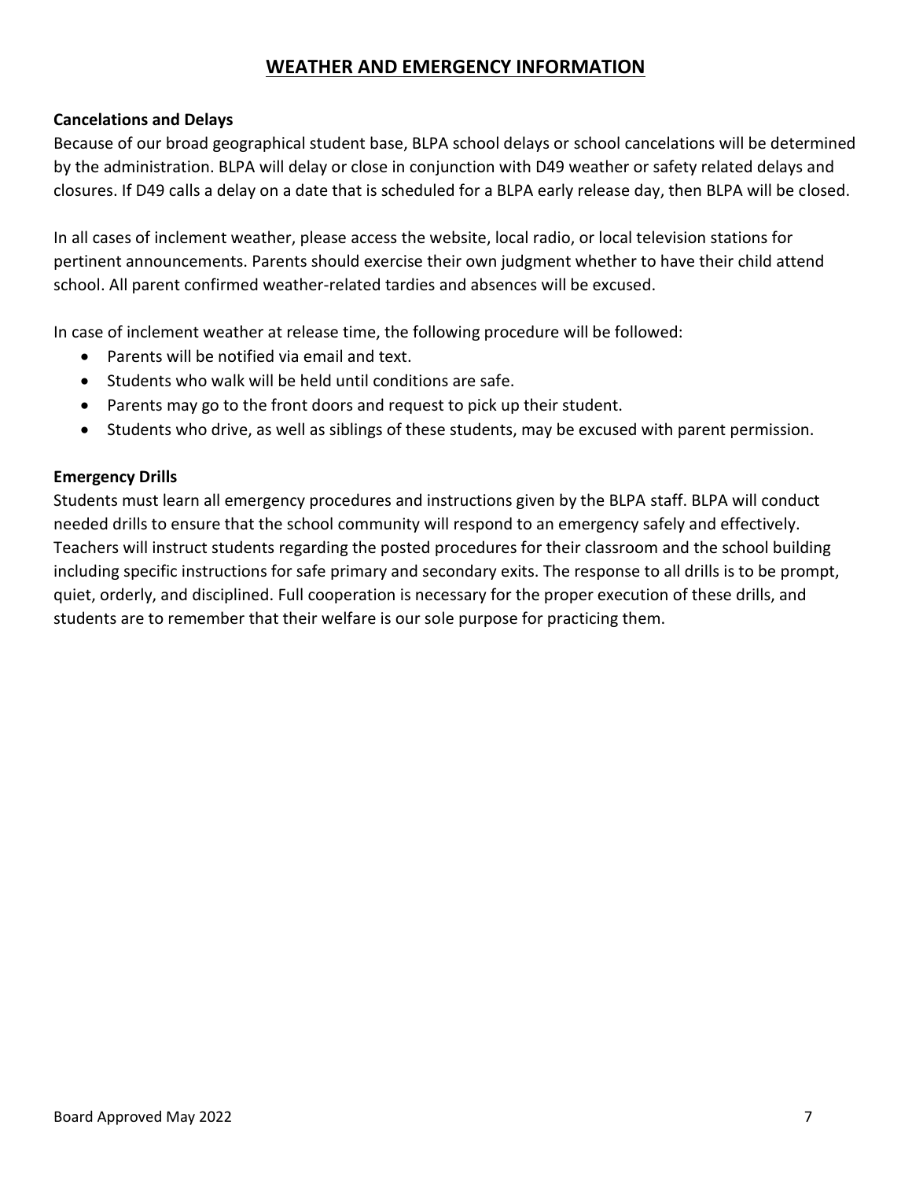## WEATHER AND EMERGENCY INFORMATION

**Cancelations and Delays**

Because of our broad geographical student base, BLPA school delays or school cancelations will be determined by the administration. BLPA will delay or close in conjunction with D49 weather or safety related delays and closures. If D49 calls a delay on a date that is scheduled for a BLPA early release day, then BLPA will be closed.

In all cases of inclement weather, please access the website, local radio, or local television stations for pertinent announcements. Parents should exercise their own judgment whether to have their child attend school. All parent confirmed weather-related tardies and absences will be excused.

In case of inclement weather at release time, the following procedure will be followed:

- Parents will be notified via email and text.
- Students who walk will be held until conditions are safe.
- Parents may go to the front doors and request to pick up their student.
- Students who drive, as well as siblings of these students, may be excused with parent permission.

**Emergency Drills**

Students must learn all emergency procedures and instructions given by the BLPA staff. BLPA will conduct needed drills to ensure that the school community will respond to an emergency safely and effectively. Teachers will instruct students regarding the posted procedures for their classroom and the school building including specific instructions for safe primary and secondary exits. The response to all drills is to be prompt, quiet, orderly, and disciplined. Full cooperation is necessary for the proper execution of these drills, and students are to remember that their welfare is our sole purpose for practicing them.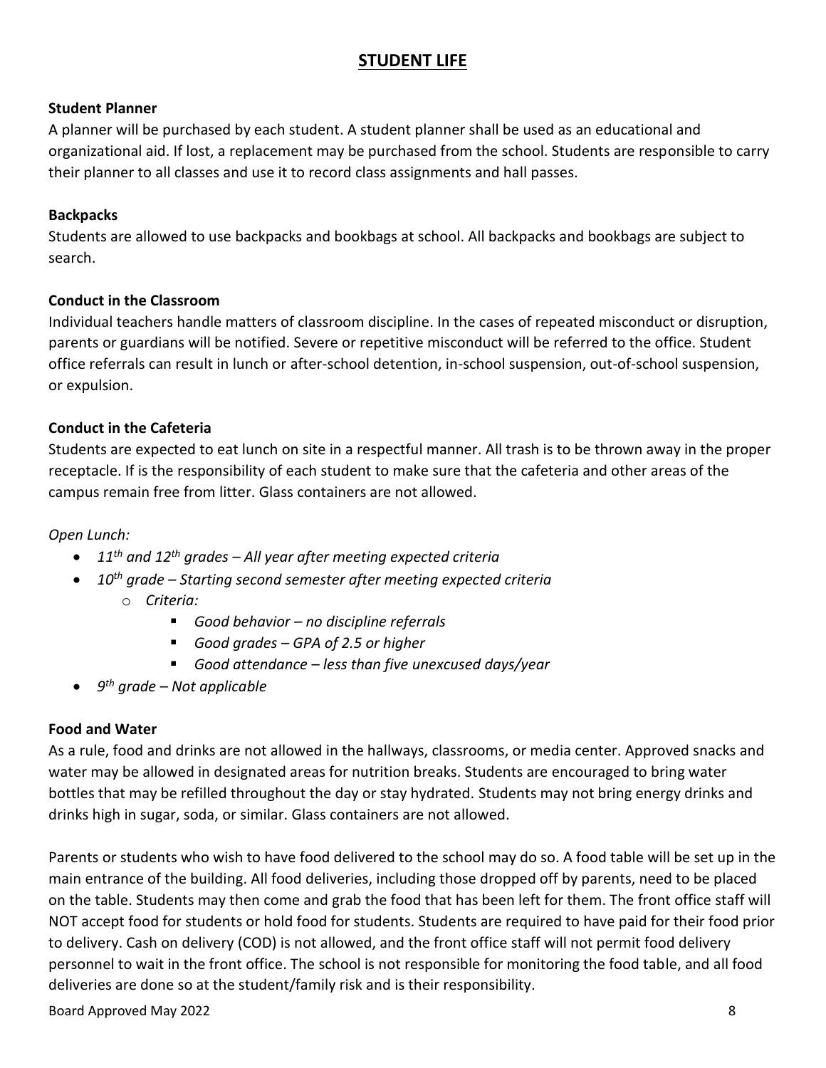# STUDENT LIFE

**Student Planner**

A planner will be purchased by each student. A student planner shall be used as an educational and organizational aid. If lost, a replacement may be purchased from the school. Students are responsible to carry their planner to all classes and use it to record class assignments and hall passes.

**Backpacks**

Students are allowed to use backpacks and bookbags at school. All backpacks and bookbags are subject to search.

**Conduct in the Classroom**

Individual teachers handle matters of classroom discipline. In the cases of repeated misconduct or disruption, parents or guardians will be notified. Severe or repetitive misconduct will be referred to the office. Student office referrals can result in lunch or after-school detention, in-school suspension, out-of-school suspension, or expulsion.

**Conduct in the Cafeteria**

Students are expected to eat lunch on site in a respectful manner. All trash is to be thrown away in the proper receptacle. If is the responsibility of each student to make sure that the cafeteria and other areas of the campus remain free from litter. Glass containers are not allowed.

*Open Lunch:*

- *11th and 12th grades – All year after meeting expected criteria*
- *10th grade – Starting second semester after meeting expected criteria*
  - *Criteria:*
    - *Good behavior – no discipline referrals*
    - *Good grades – GPA of 2.5 or higher*
    - *Good attendance – less than five unexcused days/year*
- *9th grade – Not applicable*

**Food and Water**

As a rule, food and drinks are not allowed in the hallways, classrooms, or media center. Approved snacks and water may be allowed in designated areas for nutrition breaks. Students are encouraged to bring water bottles that may be refilled throughout the day or stay hydrated. Students may not bring energy drinks and drinks high in sugar, soda, or similar. Glass containers are not allowed.

Parents or students who wish to have food delivered to the school may do so. A food table will be set up in the main entrance of the building. All food deliveries, including those dropped off by parents, need to be placed on the table. Students may then come and grab the food that has been left for them. The front office staff will NOT accept food for students or hold food for students. Students are required to have paid for their food prior to delivery. Cash on delivery (COD) is not allowed, and the front office staff will not permit food delivery personnel to wait in the front office. The school is not responsible for monitoring the food table, and all food deliveries are done so at the student/family risk and is their responsibility.

Board Approved May 2022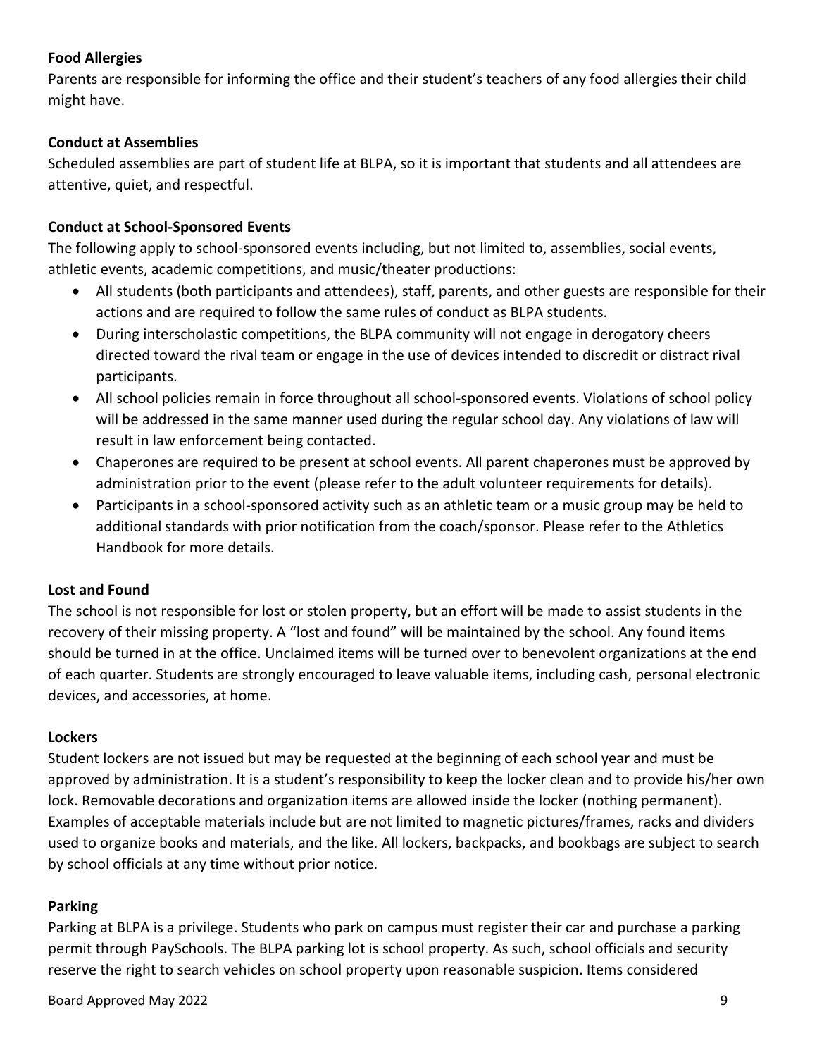**Food Allergies**

Parents are responsible for informing the office and their student's teachers of any food allergies their child might have.

**Conduct at Assemblies**

Scheduled assemblies are part of student life at BLPA, so it is important that students and all attendees are attentive, quiet, and respectful.

**Conduct at School-Sponsored Events**

The following apply to school-sponsored events including, but not limited to, assemblies, social events, athletic events, academic competitions, and music/theater productions:

- All students (both participants and attendees), staff, parents, and other guests are responsible for their actions and are required to follow the same rules of conduct as BLPA students.
- During interscholastic competitions, the BLPA community will not engage in derogatory cheers directed toward the rival team or engage in the use of devices intended to discredit or distract rival participants.
- All school policies remain in force throughout all school-sponsored events. Violations of school policy will be addressed in the same manner used during the regular school day. Any violations of law will result in law enforcement being contacted.
- Chaperones are required to be present at school events. All parent chaperones must be approved by administration prior to the event (please refer to the adult volunteer requirements for details).
- Participants in a school-sponsored activity such as an athletic team or a music group may be held to additional standards with prior notification from the coach/sponsor. Please refer to the Athletics Handbook for more details.

**Lost and Found**

The school is not responsible for lost or stolen property, but an effort will be made to assist students in the recovery of their missing property. A "lost and found" will be maintained by the school. Any found items should be turned in at the office. Unclaimed items will be turned over to benevolent organizations at the end of each quarter. Students are strongly encouraged to leave valuable items, including cash, personal electronic devices, and accessories, at home.

**Lockers**

Student lockers are not issued but may be requested at the beginning of each school year and must be approved by administration. It is a student's responsibility to keep the locker clean and to provide his/her own lock. Removable decorations and organization items are allowed inside the locker (nothing permanent). Examples of acceptable materials include but are not limited to magnetic pictures/frames, racks and dividers used to organize books and materials, and the like. All lockers, backpacks, and bookbags are subject to search by school officials at any time without prior notice.

**Parking**

Parking at BLPA is a privilege. Students who park on campus must register their car and purchase a parking permit through PaySchools. The BLPA parking lot is school property. As such, school officials and security reserve the right to search vehicles on school property upon reasonable suspicion. Items considered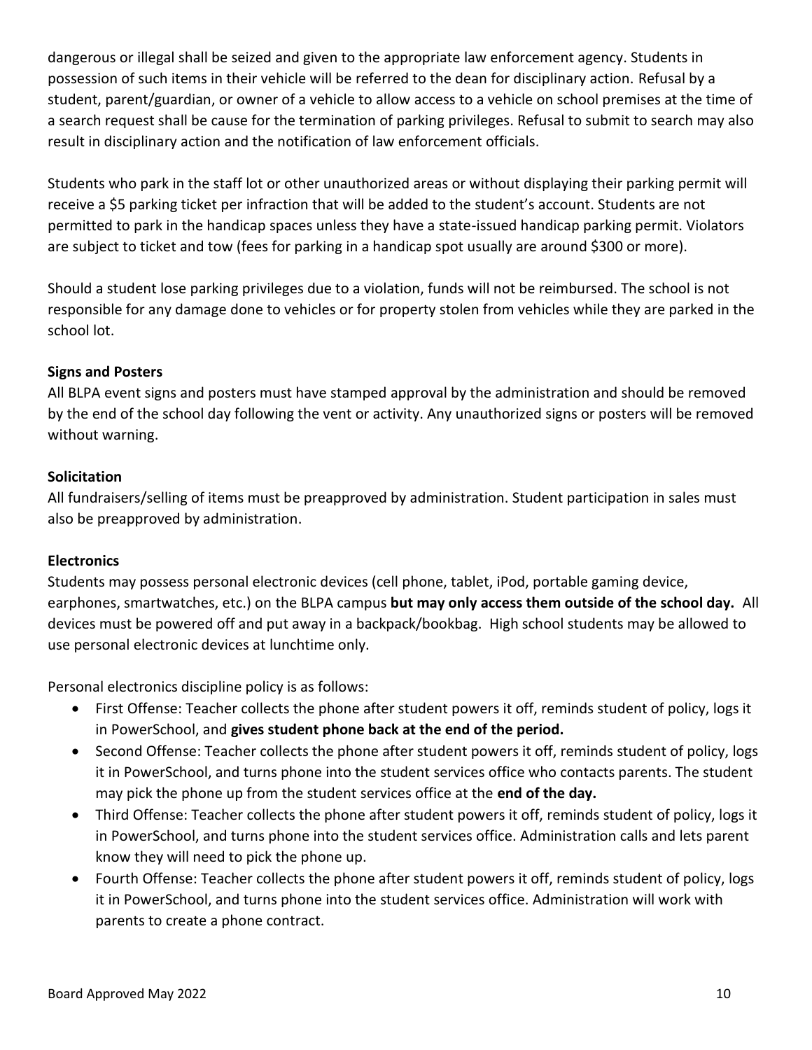dangerous or illegal shall be seized and given to the appropriate law enforcement agency. Students in possession of such items in their vehicle will be referred to the dean for disciplinary action. Refusal by a student, parent/guardian, or owner of a vehicle to allow access to a vehicle on school premises at the time of a search request shall be cause for the termination of parking privileges. Refusal to submit to search may also result in disciplinary action and the notification of law enforcement officials.

Students who park in the staff lot or other unauthorized areas or without displaying their parking permit will receive a $5 parking ticket per infraction that will be added to the student's account. Students are not permitted to park in the handicap spaces unless they have a state-issued handicap parking permit. Violators are subject to ticket and tow (fees for parking in a handicap spot usually are around $300 or more).

Should a student lose parking privileges due to a violation, funds will not be reimbursed. The school is not responsible for any damage done to vehicles or for property stolen from vehicles while they are parked in the school lot.

**Signs and Posters**

All BLPA event signs and posters must have stamped approval by the administration and should be removed by the end of the school day following the vent or activity. Any unauthorized signs or posters will be removed without warning.

**Solicitation**

All fundraisers/selling of items must be preapproved by administration. Student participation in sales must also be preapproved by administration.

**Electronics**

Students may possess personal electronic devices (cell phone, tablet, iPod, portable gaming device, earphones, smartwatches, etc.) on the BLPA campus **but may only access them outside of the school day.** All devices must be powered off and put away in a backpack/bookbag. High school students may be allowed to use personal electronic devices at lunchtime only.

Personal electronics discipline policy is as follows:

- First Offense: Teacher collects the phone after student powers it off, reminds student of policy, logs it in PowerSchool, and **gives student phone back at the end of the period.**
- Second Offense: Teacher collects the phone after student powers it off, reminds student of policy, logs it in PowerSchool, and turns phone into the student services office who contacts parents. The student may pick the phone up from the student services office at the **end of the day.**
- Third Offense: Teacher collects the phone after student powers it off, reminds student of policy, logs it in PowerSchool, and turns phone into the student services office. Administration calls and lets parent know they will need to pick the phone up.
- Fourth Offense: Teacher collects the phone after student powers it off, reminds student of policy, logs it in PowerSchool, and turns phone into the student services office. Administration will work with parents to create a phone contract.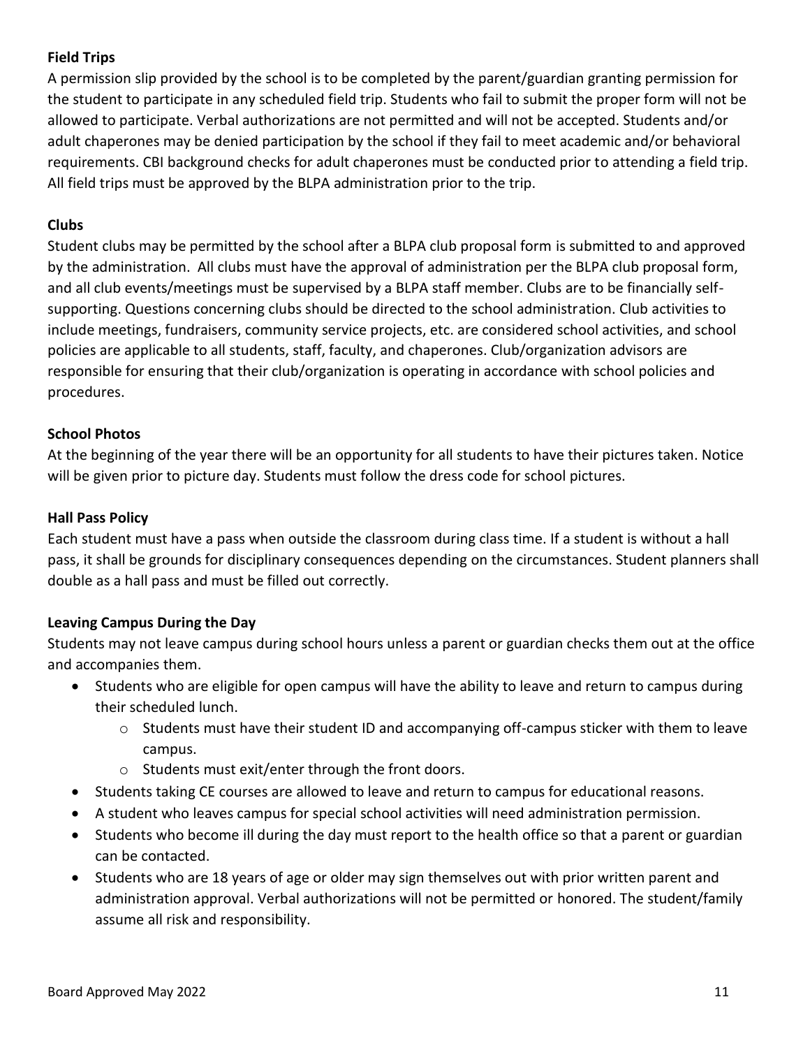### Field Trips

A permission slip provided by the school is to be completed by the parent/guardian granting permission for the student to participate in any scheduled field trip. Students who fail to submit the proper form will not be allowed to participate. Verbal authorizations are not permitted and will not be accepted. Students and/or adult chaperones may be denied participation by the school if they fail to meet academic and/or behavioral requirements. CBI background checks for adult chaperones must be conducted prior to attending a field trip. All field trips must be approved by the BLPA administration prior to the trip.

### Clubs

Student clubs may be permitted by the school after a BLPA club proposal form is submitted to and approved by the administration. All clubs must have the approval of administration per the BLPA club proposal form, and all club events/meetings must be supervised by a BLPA staff member. Clubs are to be financially self-supporting. Questions concerning clubs should be directed to the school administration. Club activities to include meetings, fundraisers, community service projects, etc. are considered school activities, and school policies are applicable to all students, staff, faculty, and chaperones. Club/organization advisors are responsible for ensuring that their club/organization is operating in accordance with school policies and procedures.

### School Photos

At the beginning of the year there will be an opportunity for all students to have their pictures taken. Notice will be given prior to picture day. Students must follow the dress code for school pictures.

### Hall Pass Policy

Each student must have a pass when outside the classroom during class time. If a student is without a hall pass, it shall be grounds for disciplinary consequences depending on the circumstances. Student planners shall double as a hall pass and must be filled out correctly.

### Leaving Campus During the Day

Students may not leave campus during school hours unless a parent or guardian checks them out at the office and accompanies them.

- Students who are eligible for open campus will have the ability to leave and return to campus during their scheduled lunch.
  - Students must have their student ID and accompanying off-campus sticker with them to leave campus.
  - Students must exit/enter through the front doors.
- Students taking CE courses are allowed to leave and return to campus for educational reasons.
- A student who leaves campus for special school activities will need administration permission.
- Students who become ill during the day must report to the health office so that a parent or guardian can be contacted.
- Students who are 18 years of age or older may sign themselves out with prior written parent and administration approval. Verbal authorizations will not be permitted or honored. The student/family assume all risk and responsibility.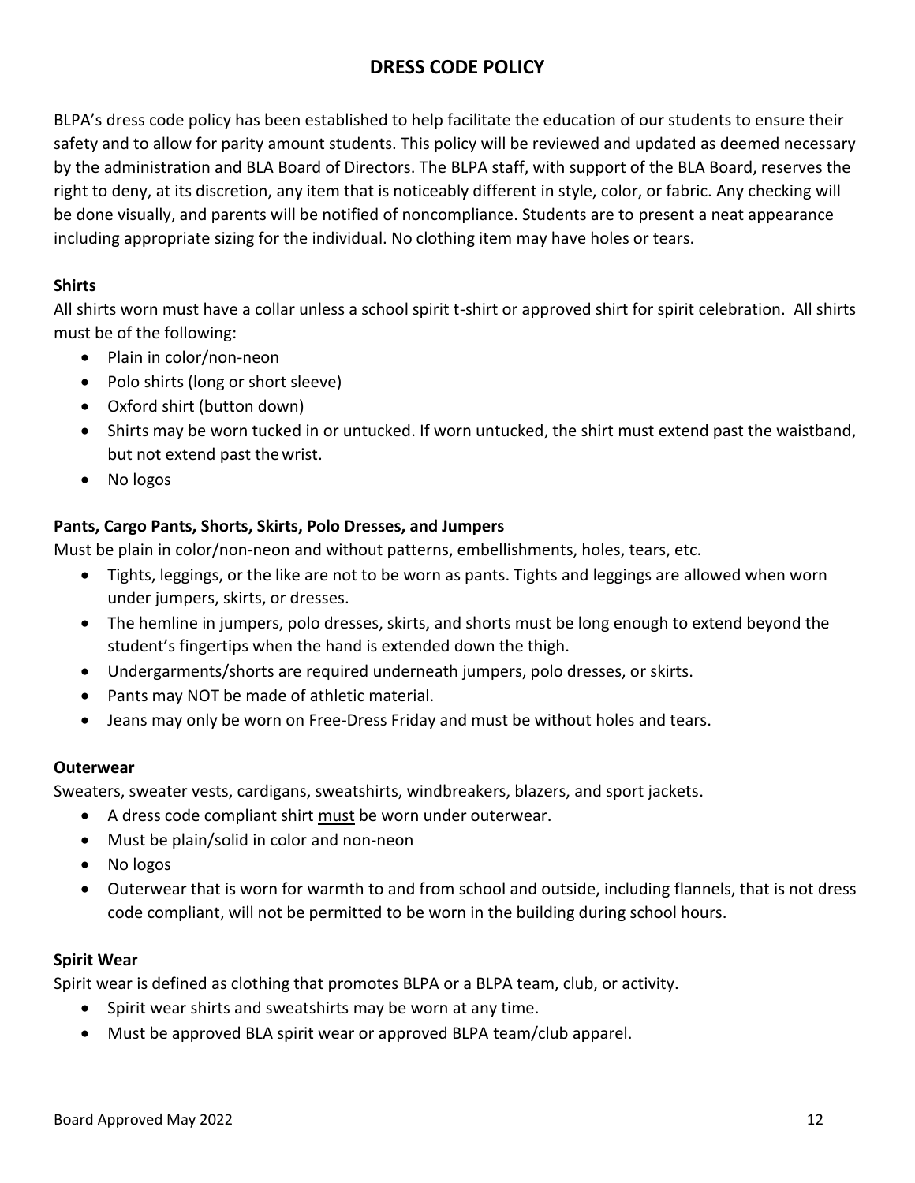# DRESS CODE POLICY

BLPA's dress code policy has been established to help facilitate the education of our students to ensure their safety and to allow for parity amount students. This policy will be reviewed and updated as deemed necessary by the administration and BLA Board of Directors. The BLPA staff, with support of the BLA Board, reserves the right to deny, at its discretion, any item that is noticeably different in style, color, or fabric. Any checking will be done visually, and parents will be notified of noncompliance. Students are to present a neat appearance including appropriate sizing for the individual. No clothing item may have holes or tears.

**Shirts**

All shirts worn must have a collar unless a school spirit t-shirt or approved shirt for spirit celebration. All shirts must be of the following:

- Plain in color/non-neon
- Polo shirts (long or short sleeve)
- Oxford shirt (button down)
- Shirts may be worn tucked in or untucked. If worn untucked, the shirt must extend past the waistband, but not extend past the wrist.
- No logos

**Pants, Cargo Pants, Shorts, Skirts, Polo Dresses, and Jumpers**

Must be plain in color/non-neon and without patterns, embellishments, holes, tears, etc.

- Tights, leggings, or the like are not to be worn as pants. Tights and leggings are allowed when worn under jumpers, skirts, or dresses.
- The hemline in jumpers, polo dresses, skirts, and shorts must be long enough to extend beyond the student's fingertips when the hand is extended down the thigh.
- Undergarments/shorts are required underneath jumpers, polo dresses, or skirts.
- Pants may NOT be made of athletic material.
- Jeans may only be worn on Free-Dress Friday and must be without holes and tears.

**Outerwear**

Sweaters, sweater vests, cardigans, sweatshirts, windbreakers, blazers, and sport jackets.

- A dress code compliant shirt must be worn under outerwear.
- Must be plain/solid in color and non-neon
- No logos
- Outerwear that is worn for warmth to and from school and outside, including flannels, that is not dress code compliant, will not be permitted to be worn in the building during school hours.

**Spirit Wear**

Spirit wear is defined as clothing that promotes BLPA or a BLPA team, club, or activity.

- Spirit wear shirts and sweatshirts may be worn at any time.
- Must be approved BLA spirit wear or approved BLPA team/club apparel.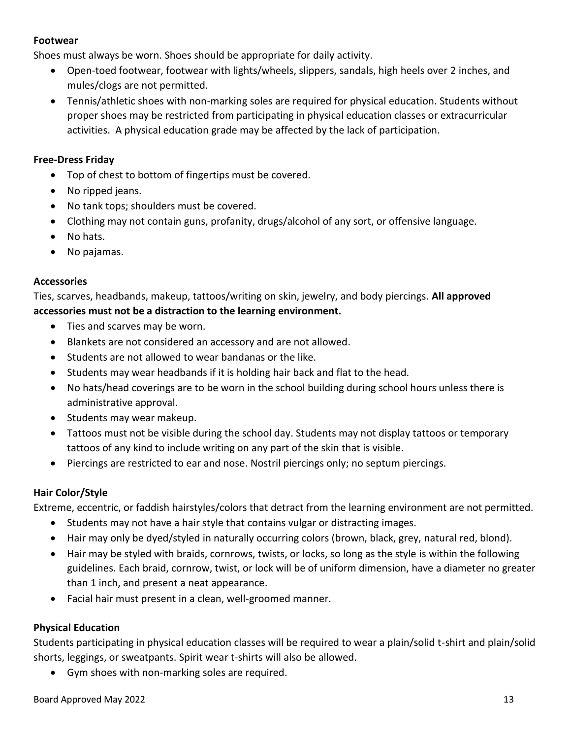**Footwear**

Shoes must always be worn. Shoes should be appropriate for daily activity.

- Open-toed footwear, footwear with lights/wheels, slippers, sandals, high heels over 2 inches, and mules/clogs are not permitted.
- Tennis/athletic shoes with non-marking soles are required for physical education. Students without proper shoes may be restricted from participating in physical education classes or extracurricular activities. A physical education grade may be affected by the lack of participation.

**Free-Dress Friday**

- Top of chest to bottom of fingertips must be covered.
- No ripped jeans.
- No tank tops; shoulders must be covered.
- Clothing may not contain guns, profanity, drugs/alcohol of any sort, or offensive language.
- No hats.
- No pajamas.

**Accessories**

Ties, scarves, headbands, makeup, tattoos/writing on skin, jewelry, and body piercings. **All approved accessories must not be a distraction to the learning environment.**

- Ties and scarves may be worn.
- Blankets are not considered an accessory and are not allowed.
- Students are not allowed to wear bandanas or the like.
- Students may wear headbands if it is holding hair back and flat to the head.
- No hats/head coverings are to be worn in the school building during school hours unless there is administrative approval.
- Students may wear makeup.
- Tattoos must not be visible during the school day. Students may not display tattoos or temporary tattoos of any kind to include writing on any part of the skin that is visible.
- Piercings are restricted to ear and nose. Nostril piercings only; no septum piercings.

**Hair Color/Style**

Extreme, eccentric, or faddish hairstyles/colors that detract from the learning environment are not permitted.

- Students may not have a hair style that contains vulgar or distracting images.
- Hair may only be dyed/styled in naturally occurring colors (brown, black, grey, natural red, blond).
- Hair may be styled with braids, cornrows, twists, or locks, so long as the style is within the following guidelines. Each braid, cornrow, twist, or lock will be of uniform dimension, have a diameter no greater than 1 inch, and present a neat appearance.
- Facial hair must present in a clean, well-groomed manner.

**Physical Education**

Students participating in physical education classes will be required to wear a plain/solid t-shirt and plain/solid shorts, leggings, or sweatpants. Spirit wear t-shirts will also be allowed.

- Gym shoes with non-marking soles are required.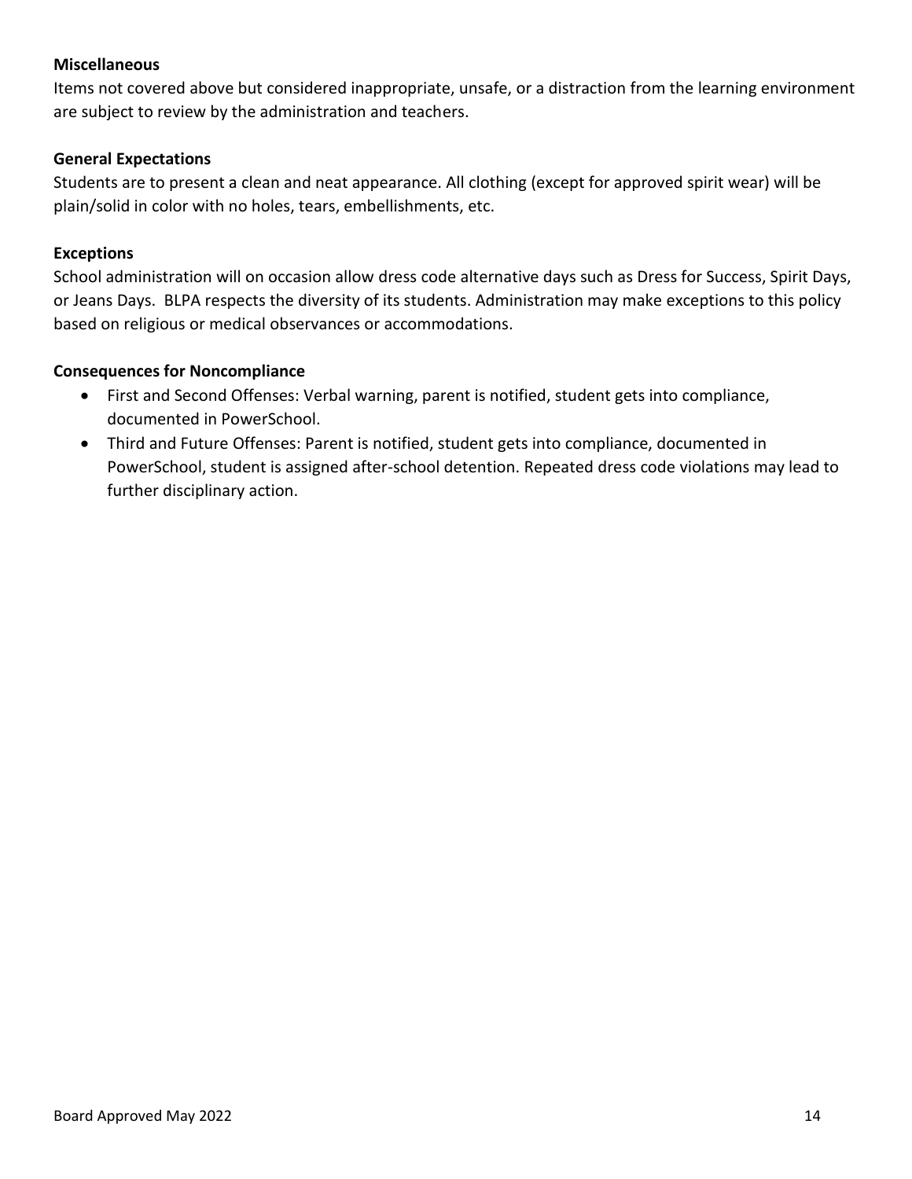**Miscellaneous**

Items not covered above but considered inappropriate, unsafe, or a distraction from the learning environment are subject to review by the administration and teachers.

**General Expectations**

Students are to present a clean and neat appearance. All clothing (except for approved spirit wear) will be plain/solid in color with no holes, tears, embellishments, etc.

**Exceptions**

School administration will on occasion allow dress code alternative days such as Dress for Success, Spirit Days, or Jeans Days. BLPA respects the diversity of its students. Administration may make exceptions to this policy based on religious or medical observances or accommodations.

**Consequences for Noncompliance**

- First and Second Offenses: Verbal warning, parent is notified, student gets into compliance, documented in PowerSchool.
- Third and Future Offenses: Parent is notified, student gets into compliance, documented in PowerSchool, student is assigned after-school detention. Repeated dress code violations may lead to further disciplinary action.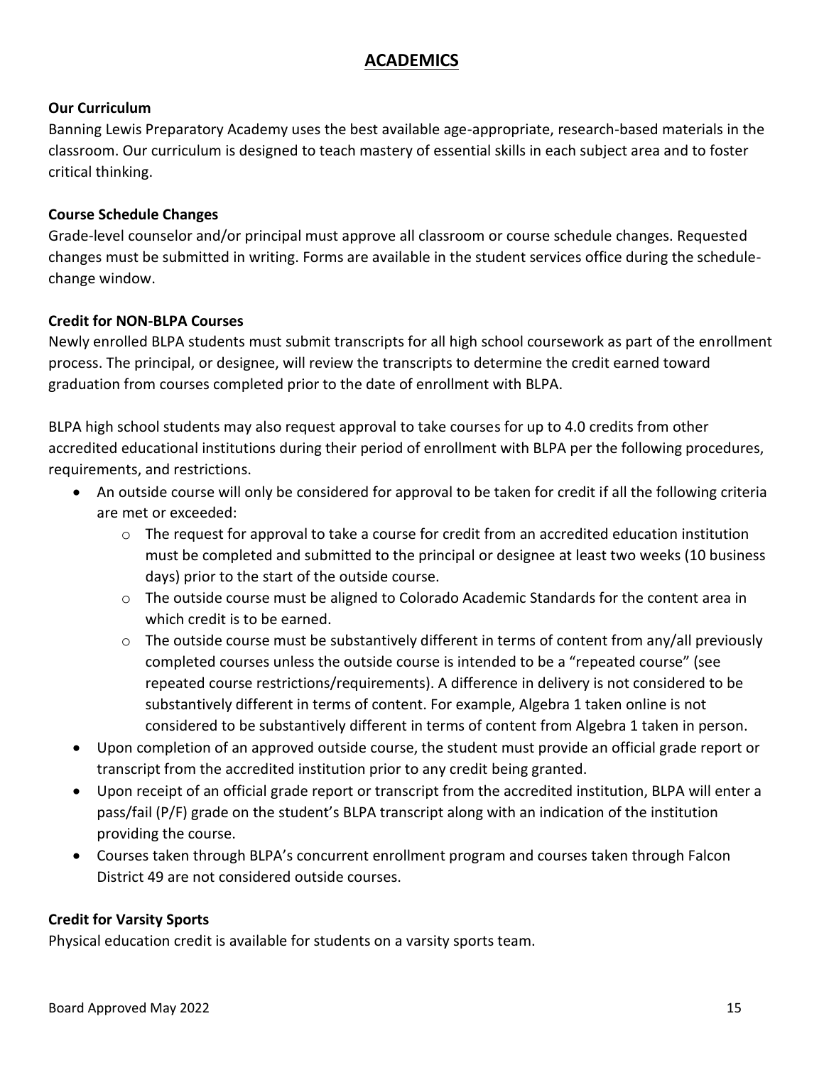# ACADEMICS

**Our Curriculum**

Banning Lewis Preparatory Academy uses the best available age-appropriate, research-based materials in the classroom. Our curriculum is designed to teach mastery of essential skills in each subject area and to foster critical thinking.

**Course Schedule Changes**

Grade-level counselor and/or principal must approve all classroom or course schedule changes. Requested changes must be submitted in writing. Forms are available in the student services office during the schedule-change window.

**Credit for NON-BLPA Courses**

Newly enrolled BLPA students must submit transcripts for all high school coursework as part of the enrollment process. The principal, or designee, will review the transcripts to determine the credit earned toward graduation from courses completed prior to the date of enrollment with BLPA.

BLPA high school students may also request approval to take courses for up to 4.0 credits from other accredited educational institutions during their period of enrollment with BLPA per the following procedures, requirements, and restrictions.

- An outside course will only be considered for approval to be taken for credit if all the following criteria are met or exceeded:
  - The request for approval to take a course for credit from an accredited education institution must be completed and submitted to the principal or designee at least two weeks (10 business days) prior to the start of the outside course.
  - The outside course must be aligned to Colorado Academic Standards for the content area in which credit is to be earned.
  - The outside course must be substantively different in terms of content from any/all previously completed courses unless the outside course is intended to be a "repeated course" (see repeated course restrictions/requirements). A difference in delivery is not considered to be substantively different in terms of content. For example, Algebra 1 taken online is not considered to be substantively different in terms of content from Algebra 1 taken in person.
- Upon completion of an approved outside course, the student must provide an official grade report or transcript from the accredited institution prior to any credit being granted.
- Upon receipt of an official grade report or transcript from the accredited institution, BLPA will enter a pass/fail (P/F) grade on the student's BLPA transcript along with an indication of the institution providing the course.
- Courses taken through BLPA's concurrent enrollment program and courses taken through Falcon District 49 are not considered outside courses.

**Credit for Varsity Sports**

Physical education credit is available for students on a varsity sports team.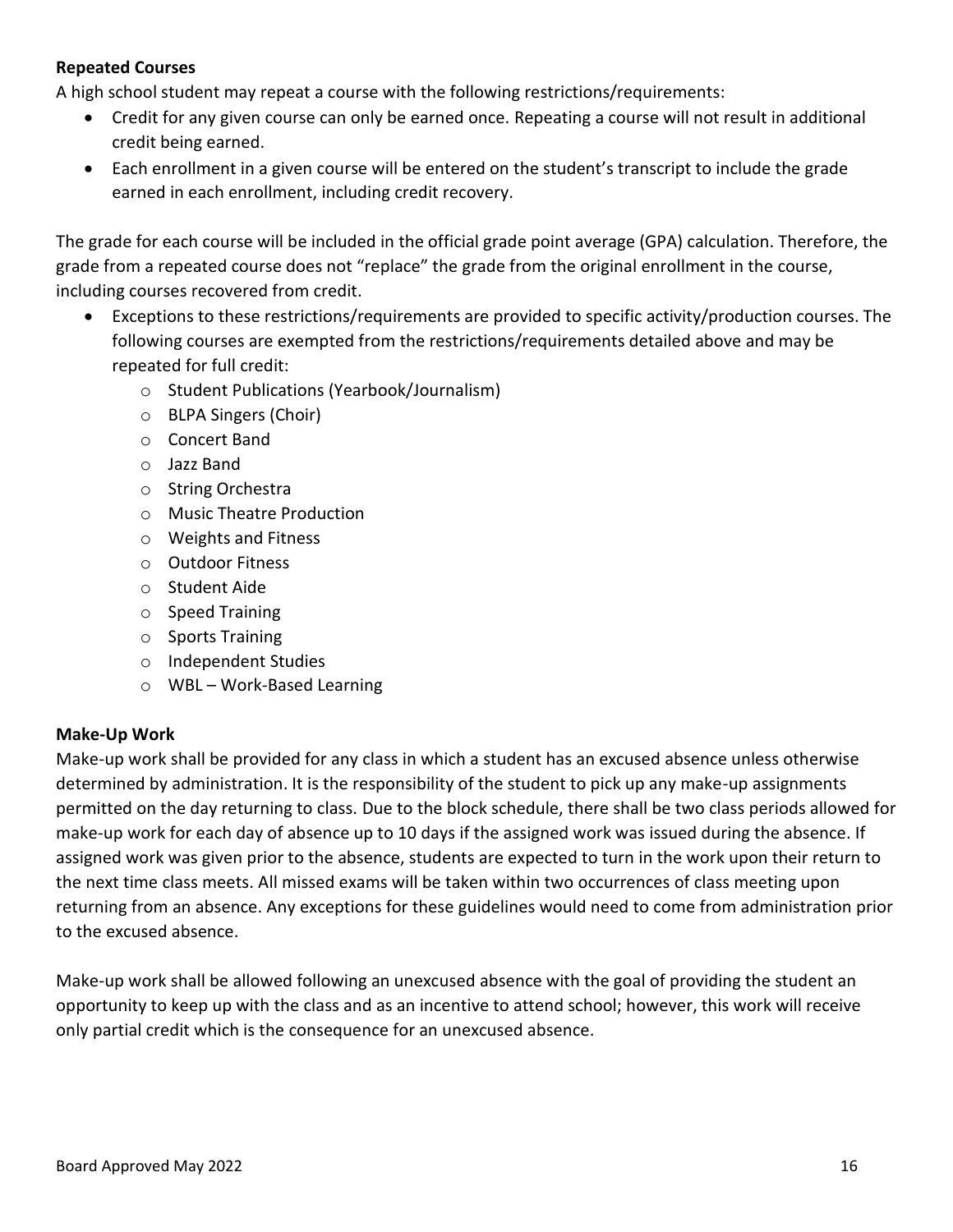**Repeated Courses**

A high school student may repeat a course with the following restrictions/requirements:

- Credit for any given course can only be earned once. Repeating a course will not result in additional credit being earned.
- Each enrollment in a given course will be entered on the student's transcript to include the grade earned in each enrollment, including credit recovery.

The grade for each course will be included in the official grade point average (GPA) calculation. Therefore, the grade from a repeated course does not "replace" the grade from the original enrollment in the course, including courses recovered from credit.

- Exceptions to these restrictions/requirements are provided to specific activity/production courses. The following courses are exempted from the restrictions/requirements detailed above and may be repeated for full credit:
  - Student Publications (Yearbook/Journalism)
  - BLPA Singers (Choir)
  - Concert Band
  - Jazz Band
  - String Orchestra
  - Music Theatre Production
  - Weights and Fitness
  - Outdoor Fitness
  - Student Aide
  - Speed Training
  - Sports Training
  - Independent Studies
  - WBL – Work-Based Learning

**Make-Up Work**

Make-up work shall be provided for any class in which a student has an excused absence unless otherwise determined by administration. It is the responsibility of the student to pick up any make-up assignments permitted on the day returning to class. Due to the block schedule, there shall be two class periods allowed for make-up work for each day of absence up to 10 days if the assigned work was issued during the absence. If assigned work was given prior to the absence, students are expected to turn in the work upon their return to the next time class meets. All missed exams will be taken within two occurrences of class meeting upon returning from an absence. Any exceptions for these guidelines would need to come from administration prior to the excused absence.

Make-up work shall be allowed following an unexcused absence with the goal of providing the student an opportunity to keep up with the class and as an incentive to attend school; however, this work will receive only partial credit which is the consequence for an unexcused absence.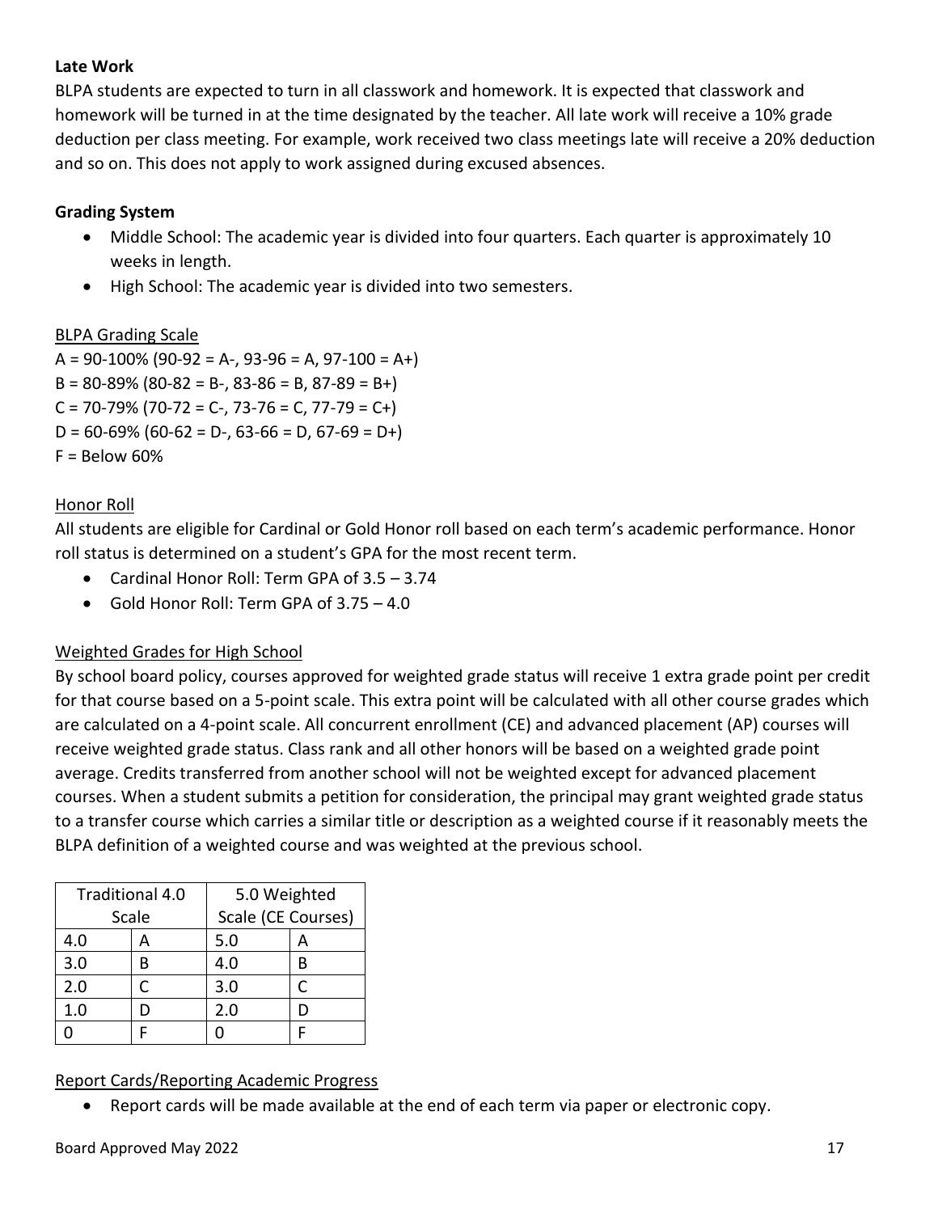**Late Work**

BLPA students are expected to turn in all classwork and homework. It is expected that classwork and homework will be turned in at the time designated by the teacher. All late work will receive a 10% grade deduction per class meeting. For example, work received two class meetings late will receive a 20% deduction and so on. This does not apply to work assigned during excused absences.

**Grading System**

- Middle School: The academic year is divided into four quarters. Each quarter is approximately 10 weeks in length.
- High School: The academic year is divided into two semesters.

BLPA Grading Scale

A = 90-100% (90-92 = A-, 93-96 = A, 97-100 = A+)
B = 80-89% (80-82 = B-, 83-86 = B, 87-89 = B+)
C = 70-79% (70-72 = C-, 73-76 = C, 77-79 = C+)
D = 60-69% (60-62 = D-, 63-66 = D, 67-69 = D+)
F = Below 60%

Honor Roll

All students are eligible for Cardinal or Gold Honor roll based on each term's academic performance. Honor roll status is determined on a student's GPA for the most recent term.

- Cardinal Honor Roll: Term GPA of 3.5 – 3.74
- Gold Honor Roll: Term GPA of 3.75 – 4.0

Weighted Grades for High School

By school board policy, courses approved for weighted grade status will receive 1 extra grade point per credit for that course based on a 5-point scale. This extra point will be calculated with all other course grades which are calculated on a 4-point scale. All concurrent enrollment (CE) and advanced placement (AP) courses will receive weighted grade status. Class rank and all other honors will be based on a weighted grade point average. Credits transferred from another school will not be weighted except for advanced placement courses. When a student submits a petition for consideration, the principal may grant weighted grade status to a transfer course which carries a similar title or description as a weighted course if it reasonably meets the BLPA definition of a weighted course and was weighted at the previous school.

| Traditional 4.0 Scale | | 5.0 Weighted Scale (CE Courses) | |
|---|---|---|---|
| 4.0 | A | 5.0 | A |
| 3.0 | B | 4.0 | B |
| 2.0 | C | 3.0 | C |
| 1.0 | D | 2.0 | D |
| 0 | F | 0 | F |

Report Cards/Reporting Academic Progress

- Report cards will be made available at the end of each term via paper or electronic copy.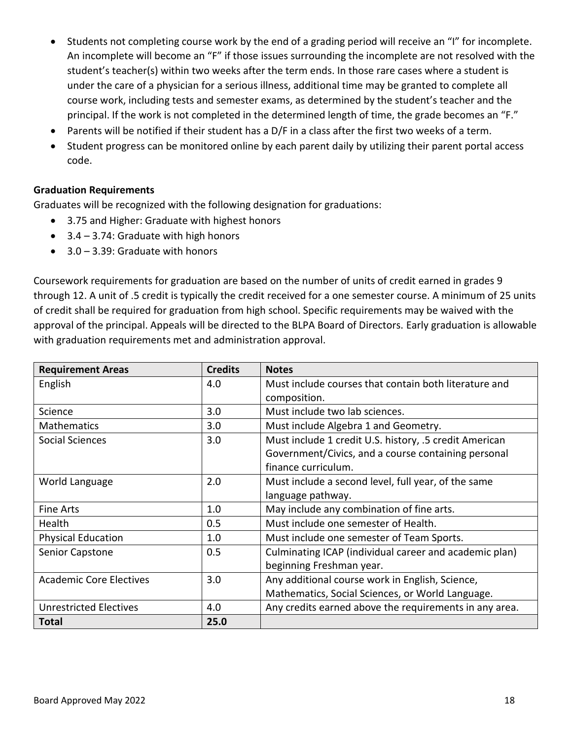- Students not completing course work by the end of a grading period will receive an "I" for incomplete. An incomplete will become an "F" if those issues surrounding the incomplete are not resolved with the student's teacher(s) within two weeks after the term ends. In those rare cases where a student is under the care of a physician for a serious illness, additional time may be granted to complete all course work, including tests and semester exams, as determined by the student's teacher and the principal. If the work is not completed in the determined length of time, the grade becomes an "F."
- Parents will be notified if their student has a D/F in a class after the first two weeks of a term.
- Student progress can be monitored online by each parent daily by utilizing their parent portal access code.

**Graduation Requirements**

Graduates will be recognized with the following designation for graduations:

- 3.75 and Higher: Graduate with highest honors
- 3.4 – 3.74: Graduate with high honors
- 3.0 – 3.39: Graduate with honors

Coursework requirements for graduation are based on the number of units of credit earned in grades 9 through 12. A unit of .5 credit is typically the credit received for a one semester course. A minimum of 25 units of credit shall be required for graduation from high school. Specific requirements may be waived with the approval of the principal. Appeals will be directed to the BLPA Board of Directors. Early graduation is allowable with graduation requirements met and administration approval.

| Requirement Areas | Credits | Notes |
|---|---|---|
| English | 4.0 | Must include courses that contain both literature and composition. |
| Science | 3.0 | Must include two lab sciences. |
| Mathematics | 3.0 | Must include Algebra 1 and Geometry. |
| Social Sciences | 3.0 | Must include 1 credit U.S. history, .5 credit American Government/Civics, and a course containing personal finance curriculum. |
| World Language | 2.0 | Must include a second level, full year, of the same language pathway. |
| Fine Arts | 1.0 | May include any combination of fine arts. |
| Health | 0.5 | Must include one semester of Health. |
| Physical Education | 1.0 | Must include one semester of Team Sports. |
| Senior Capstone | 0.5 | Culminating ICAP (individual career and academic plan) beginning Freshman year. |
| Academic Core Electives | 3.0 | Any additional course work in English, Science, Mathematics, Social Sciences, or World Language. |
| Unrestricted Electives | 4.0 | Any credits earned above the requirements in any area. |
| **Total** | **25.0** | |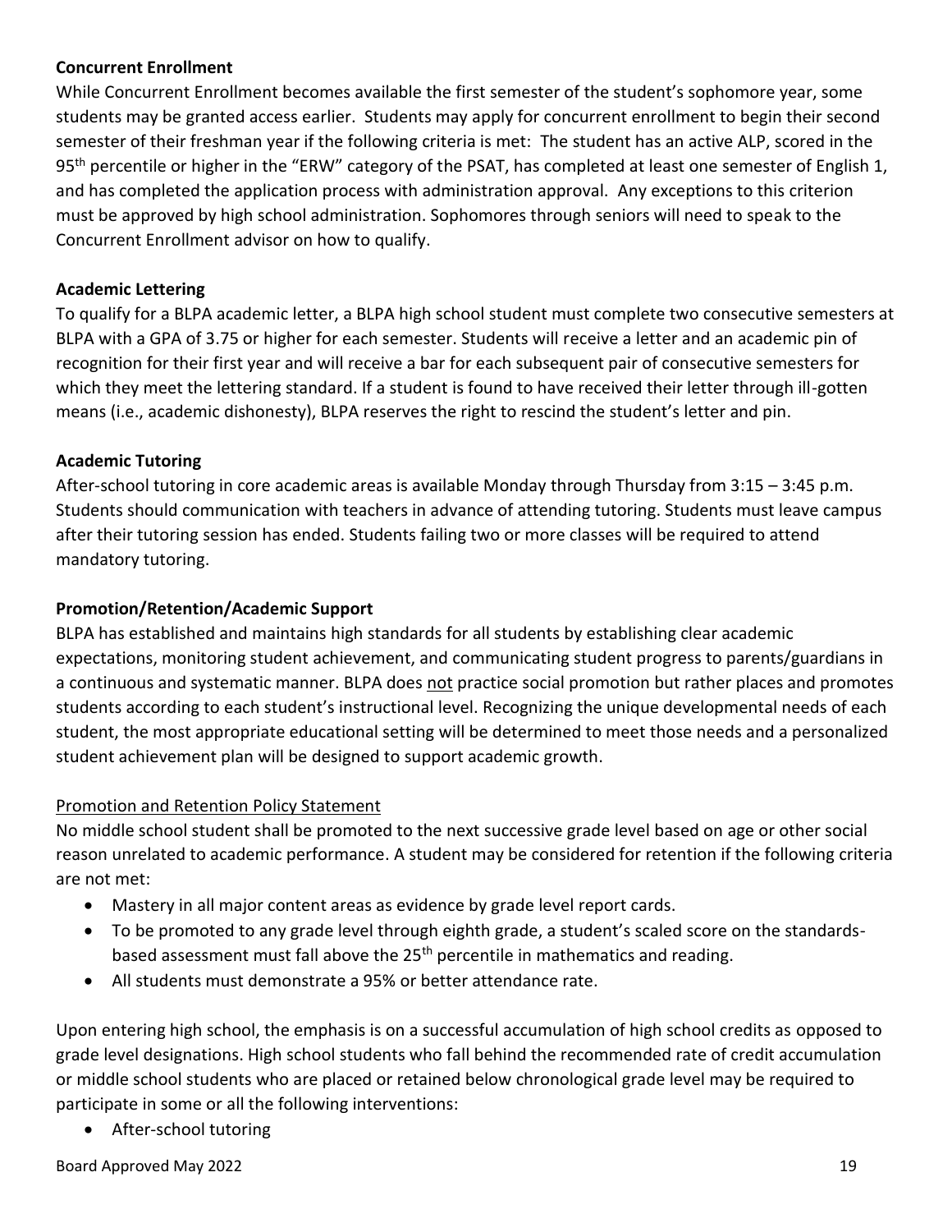**Concurrent Enrollment**

While Concurrent Enrollment becomes available the first semester of the student's sophomore year, some students may be granted access earlier. Students may apply for concurrent enrollment to begin their second semester of their freshman year if the following criteria is met: The student has an active ALP, scored in the 95th percentile or higher in the "ERW" category of the PSAT, has completed at least one semester of English 1, and has completed the application process with administration approval. Any exceptions to this criterion must be approved by high school administration. Sophomores through seniors will need to speak to the Concurrent Enrollment advisor on how to qualify.

**Academic Lettering**

To qualify for a BLPA academic letter, a BLPA high school student must complete two consecutive semesters at BLPA with a GPA of 3.75 or higher for each semester. Students will receive a letter and an academic pin of recognition for their first year and will receive a bar for each subsequent pair of consecutive semesters for which they meet the lettering standard. If a student is found to have received their letter through ill-gotten means (i.e., academic dishonesty), BLPA reserves the right to rescind the student's letter and pin.

**Academic Tutoring**

After-school tutoring in core academic areas is available Monday through Thursday from 3:15 – 3:45 p.m. Students should communication with teachers in advance of attending tutoring. Students must leave campus after their tutoring session has ended. Students failing two or more classes will be required to attend mandatory tutoring.

**Promotion/Retention/Academic Support**

BLPA has established and maintains high standards for all students by establishing clear academic expectations, monitoring student achievement, and communicating student progress to parents/guardians in a continuous and systematic manner. BLPA does not practice social promotion but rather places and promotes students according to each student's instructional level. Recognizing the unique developmental needs of each student, the most appropriate educational setting will be determined to meet those needs and a personalized student achievement plan will be designed to support academic growth.

Promotion and Retention Policy Statement

No middle school student shall be promoted to the next successive grade level based on age or other social reason unrelated to academic performance. A student may be considered for retention if the following criteria are not met:

- Mastery in all major content areas as evidence by grade level report cards.
- To be promoted to any grade level through eighth grade, a student's scaled score on the standards-based assessment must fall above the 25th percentile in mathematics and reading.
- All students must demonstrate a 95% or better attendance rate.

Upon entering high school, the emphasis is on a successful accumulation of high school credits as opposed to grade level designations. High school students who fall behind the recommended rate of credit accumulation or middle school students who are placed or retained below chronological grade level may be required to participate in some or all the following interventions:

- After-school tutoring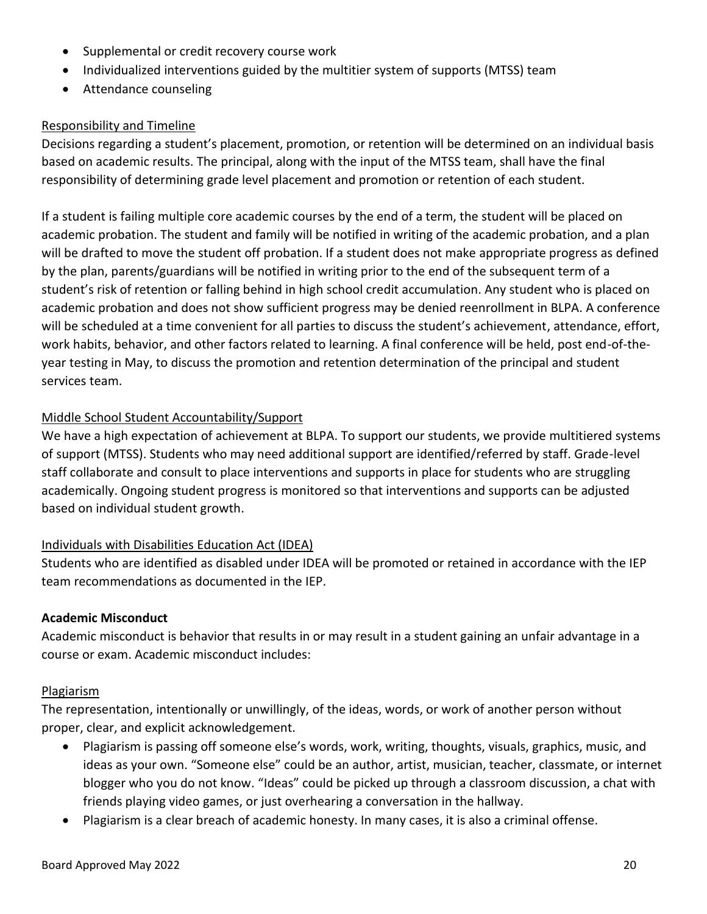- Supplemental or credit recovery course work
- Individualized interventions guided by the multitier system of supports (MTSS) team
- Attendance counseling

<u>Responsibility and Timeline</u>

Decisions regarding a student's placement, promotion, or retention will be determined on an individual basis based on academic results. The principal, along with the input of the MTSS team, shall have the final responsibility of determining grade level placement and promotion or retention of each student.

If a student is failing multiple core academic courses by the end of a term, the student will be placed on academic probation. The student and family will be notified in writing of the academic probation, and a plan will be drafted to move the student off probation. If a student does not make appropriate progress as defined by the plan, parents/guardians will be notified in writing prior to the end of the subsequent term of a student's risk of retention or falling behind in high school credit accumulation. Any student who is placed on academic probation and does not show sufficient progress may be denied reenrollment in BLPA. A conference will be scheduled at a time convenient for all parties to discuss the student's achievement, attendance, effort, work habits, behavior, and other factors related to learning. A final conference will be held, post end-of-the-year testing in May, to discuss the promotion and retention determination of the principal and student services team.

<u>Middle School Student Accountability/Support</u>

We have a high expectation of achievement at BLPA. To support our students, we provide multitiered systems of support (MTSS). Students who may need additional support are identified/referred by staff. Grade-level staff collaborate and consult to place interventions and supports in place for students who are struggling academically. Ongoing student progress is monitored so that interventions and supports can be adjusted based on individual student growth.

<u>Individuals with Disabilities Education Act (IDEA)</u>

Students who are identified as disabled under IDEA will be promoted or retained in accordance with the IEP team recommendations as documented in the IEP.

**Academic Misconduct**

Academic misconduct is behavior that results in or may result in a student gaining an unfair advantage in a course or exam. Academic misconduct includes:

<u>Plagiarism</u>

The representation, intentionally or unwillingly, of the ideas, words, or work of another person without proper, clear, and explicit acknowledgement.

- Plagiarism is passing off someone else's words, work, writing, thoughts, visuals, graphics, music, and ideas as your own. "Someone else" could be an author, artist, musician, teacher, classmate, or internet blogger who you do not know. "Ideas" could be picked up through a classroom discussion, a chat with friends playing video games, or just overhearing a conversation in the hallway.
- Plagiarism is a clear breach of academic honesty. In many cases, it is also a criminal offense.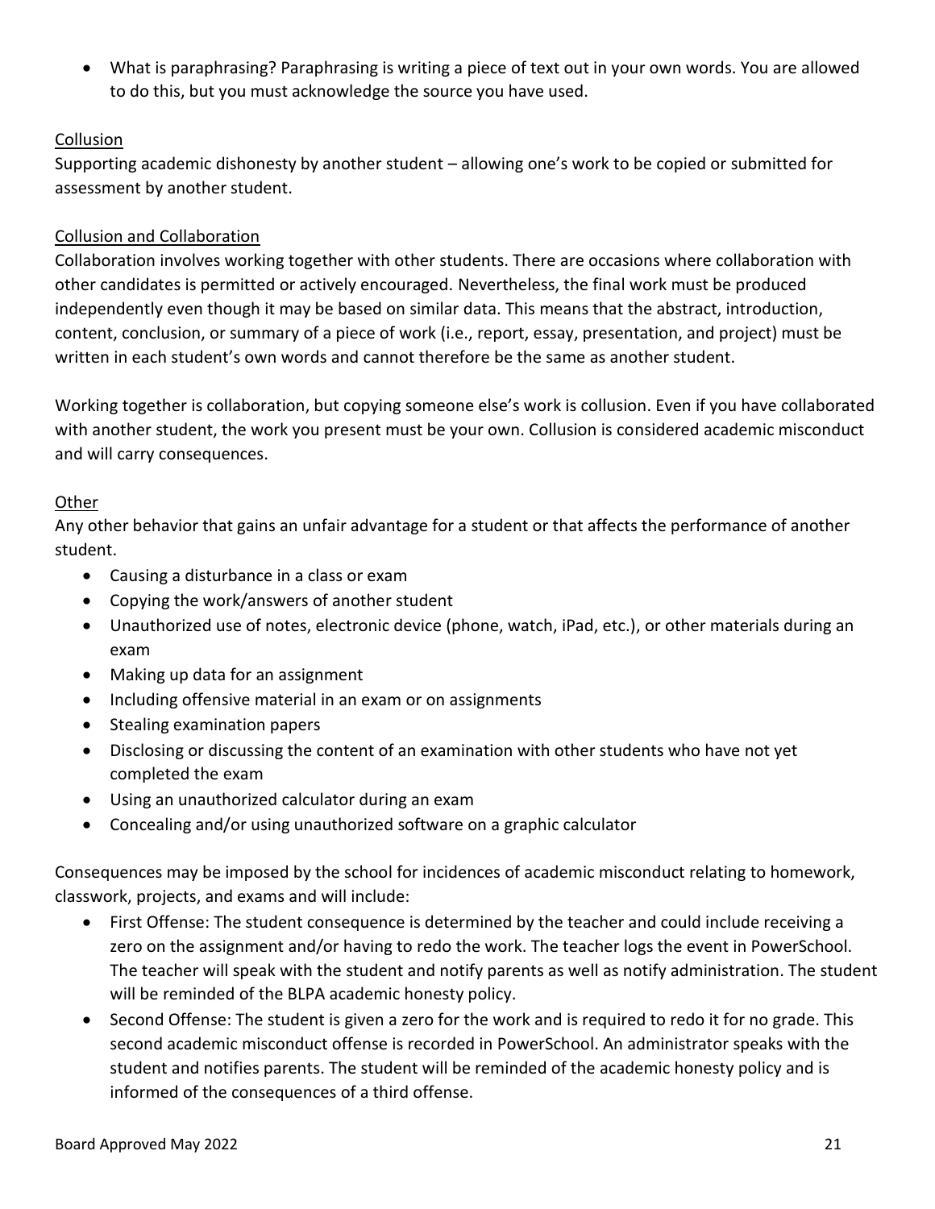- What is paraphrasing? Paraphrasing is writing a piece of text out in your own words. You are allowed to do this, but you must acknowledge the source you have used.

<u>Collusion</u>

Supporting academic dishonesty by another student – allowing one's work to be copied or submitted for assessment by another student.

<u>Collusion and Collaboration</u>

Collaboration involves working together with other students. There are occasions where collaboration with other candidates is permitted or actively encouraged. Nevertheless, the final work must be produced independently even though it may be based on similar data. This means that the abstract, introduction, content, conclusion, or summary of a piece of work (i.e., report, essay, presentation, and project) must be written in each student's own words and cannot therefore be the same as another student.

Working together is collaboration, but copying someone else's work is collusion. Even if you have collaborated with another student, the work you present must be your own. Collusion is considered academic misconduct and will carry consequences.

<u>Other</u>

Any other behavior that gains an unfair advantage for a student or that affects the performance of another student.

- Causing a disturbance in a class or exam
- Copying the work/answers of another student
- Unauthorized use of notes, electronic device (phone, watch, iPad, etc.), or other materials during an exam
- Making up data for an assignment
- Including offensive material in an exam or on assignments
- Stealing examination papers
- Disclosing or discussing the content of an examination with other students who have not yet completed the exam
- Using an unauthorized calculator during an exam
- Concealing and/or using unauthorized software on a graphic calculator

Consequences may be imposed by the school for incidences of academic misconduct relating to homework, classwork, projects, and exams and will include:

- First Offense: The student consequence is determined by the teacher and could include receiving a zero on the assignment and/or having to redo the work. The teacher logs the event in PowerSchool. The teacher will speak with the student and notify parents as well as notify administration. The student will be reminded of the BLPA academic honesty policy.
- Second Offense: The student is given a zero for the work and is required to redo it for no grade. This second academic misconduct offense is recorded in PowerSchool. An administrator speaks with the student and notifies parents. The student will be reminded of the academic honesty policy and is informed of the consequences of a third offense.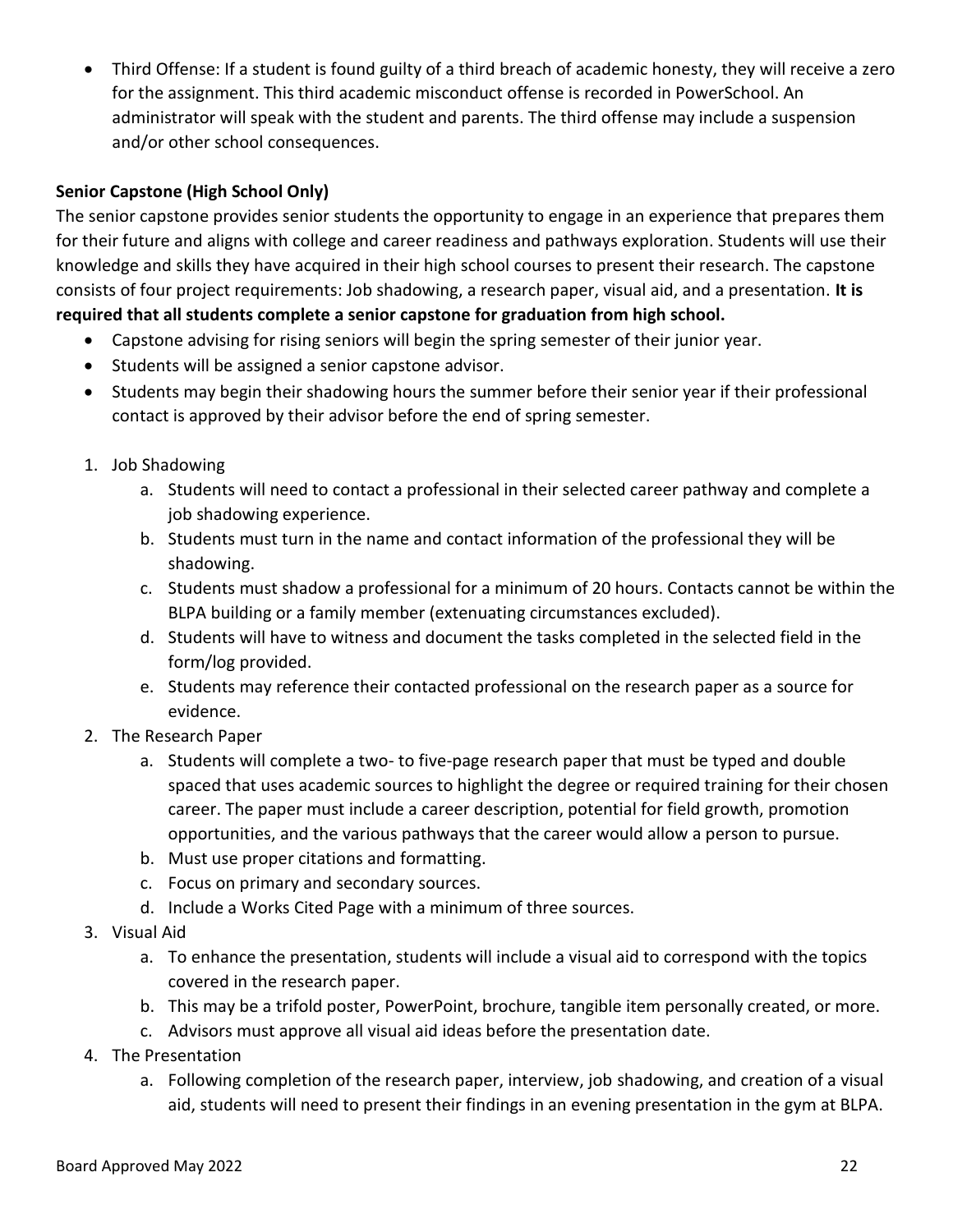- Third Offense: If a student is found guilty of a third breach of academic honesty, they will receive a zero for the assignment. This third academic misconduct offense is recorded in PowerSchool. An administrator will speak with the student and parents. The third offense may include a suspension and/or other school consequences.

**Senior Capstone (High School Only)**

The senior capstone provides senior students the opportunity to engage in an experience that prepares them for their future and aligns with college and career readiness and pathways exploration. Students will use their knowledge and skills they have acquired in their high school courses to present their research. The capstone consists of four project requirements: Job shadowing, a research paper, visual aid, and a presentation. **It is required that all students complete a senior capstone for graduation from high school.**

- Capstone advising for rising seniors will begin the spring semester of their junior year.
- Students will be assigned a senior capstone advisor.
- Students may begin their shadowing hours the summer before their senior year if their professional contact is approved by their advisor before the end of spring semester.

1. Job Shadowing
   a. Students will need to contact a professional in their selected career pathway and complete a job shadowing experience.
   b. Students must turn in the name and contact information of the professional they will be shadowing.
   c. Students must shadow a professional for a minimum of 20 hours. Contacts cannot be within the BLPA building or a family member (extenuating circumstances excluded).
   d. Students will have to witness and document the tasks completed in the selected field in the form/log provided.
   e. Students may reference their contacted professional on the research paper as a source for evidence.
2. The Research Paper
   a. Students will complete a two- to five-page research paper that must be typed and double spaced that uses academic sources to highlight the degree or required training for their chosen career. The paper must include a career description, potential for field growth, promotion opportunities, and the various pathways that the career would allow a person to pursue.
   b. Must use proper citations and formatting.
   c. Focus on primary and secondary sources.
   d. Include a Works Cited Page with a minimum of three sources.
3. Visual Aid
   a. To enhance the presentation, students will include a visual aid to correspond with the topics covered in the research paper.
   b. This may be a trifold poster, PowerPoint, brochure, tangible item personally created, or more.
   c. Advisors must approve all visual aid ideas before the presentation date.
4. The Presentation
   a. Following completion of the research paper, interview, job shadowing, and creation of a visual aid, students will need to present their findings in an evening presentation in the gym at BLPA.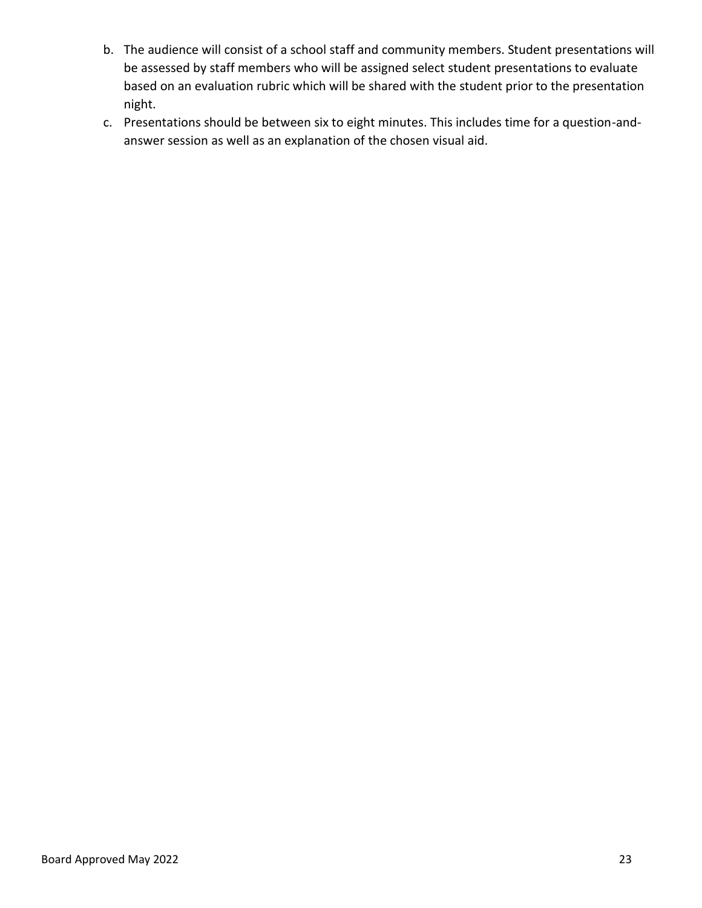b. The audience will consist of a school staff and community members. Student presentations will be assessed by staff members who will be assigned select student presentations to evaluate based on an evaluation rubric which will be shared with the student prior to the presentation night.
c. Presentations should be between six to eight minutes. This includes time for a question-and-answer session as well as an explanation of the chosen visual aid.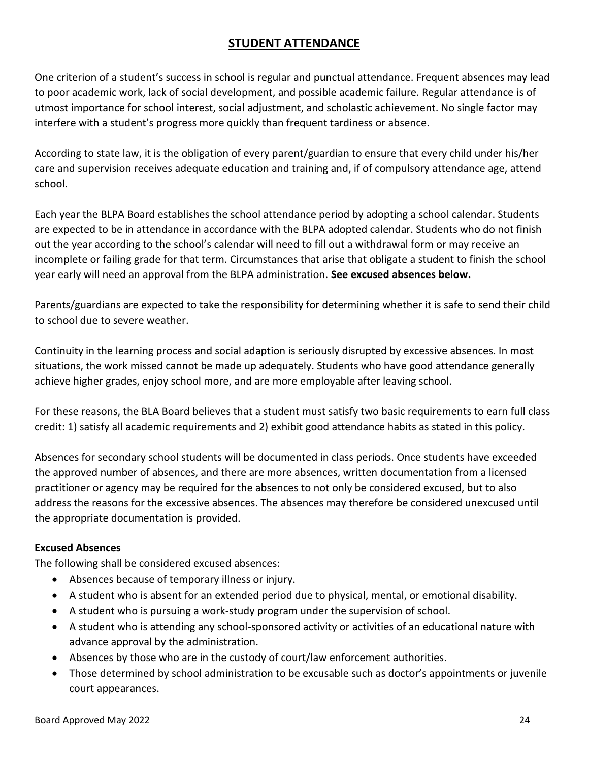## STUDENT ATTENDANCE

One criterion of a student's success in school is regular and punctual attendance. Frequent absences may lead to poor academic work, lack of social development, and possible academic failure. Regular attendance is of utmost importance for school interest, social adjustment, and scholastic achievement. No single factor may interfere with a student's progress more quickly than frequent tardiness or absence.

According to state law, it is the obligation of every parent/guardian to ensure that every child under his/her care and supervision receives adequate education and training and, if of compulsory attendance age, attend school.

Each year the BLPA Board establishes the school attendance period by adopting a school calendar. Students are expected to be in attendance in accordance with the BLPA adopted calendar. Students who do not finish out the year according to the school's calendar will need to fill out a withdrawal form or may receive an incomplete or failing grade for that term. Circumstances that arise that obligate a student to finish the school year early will need an approval from the BLPA administration. **See excused absences below.**

Parents/guardians are expected to take the responsibility for determining whether it is safe to send their child to school due to severe weather.

Continuity in the learning process and social adaption is seriously disrupted by excessive absences. In most situations, the work missed cannot be made up adequately. Students who have good attendance generally achieve higher grades, enjoy school more, and are more employable after leaving school.

For these reasons, the BLA Board believes that a student must satisfy two basic requirements to earn full class credit: 1) satisfy all academic requirements and 2) exhibit good attendance habits as stated in this policy.

Absences for secondary school students will be documented in class periods. Once students have exceeded the approved number of absences, and there are more absences, written documentation from a licensed practitioner or agency may be required for the absences to not only be considered excused, but to also address the reasons for the excessive absences. The absences may therefore be considered unexcused until the appropriate documentation is provided.

**Excused Absences**

The following shall be considered excused absences:

- Absences because of temporary illness or injury.
- A student who is absent for an extended period due to physical, mental, or emotional disability.
- A student who is pursuing a work-study program under the supervision of school.
- A student who is attending any school-sponsored activity or activities of an educational nature with advance approval by the administration.
- Absences by those who are in the custody of court/law enforcement authorities.
- Those determined by school administration to be excusable such as doctor's appointments or juvenile court appearances.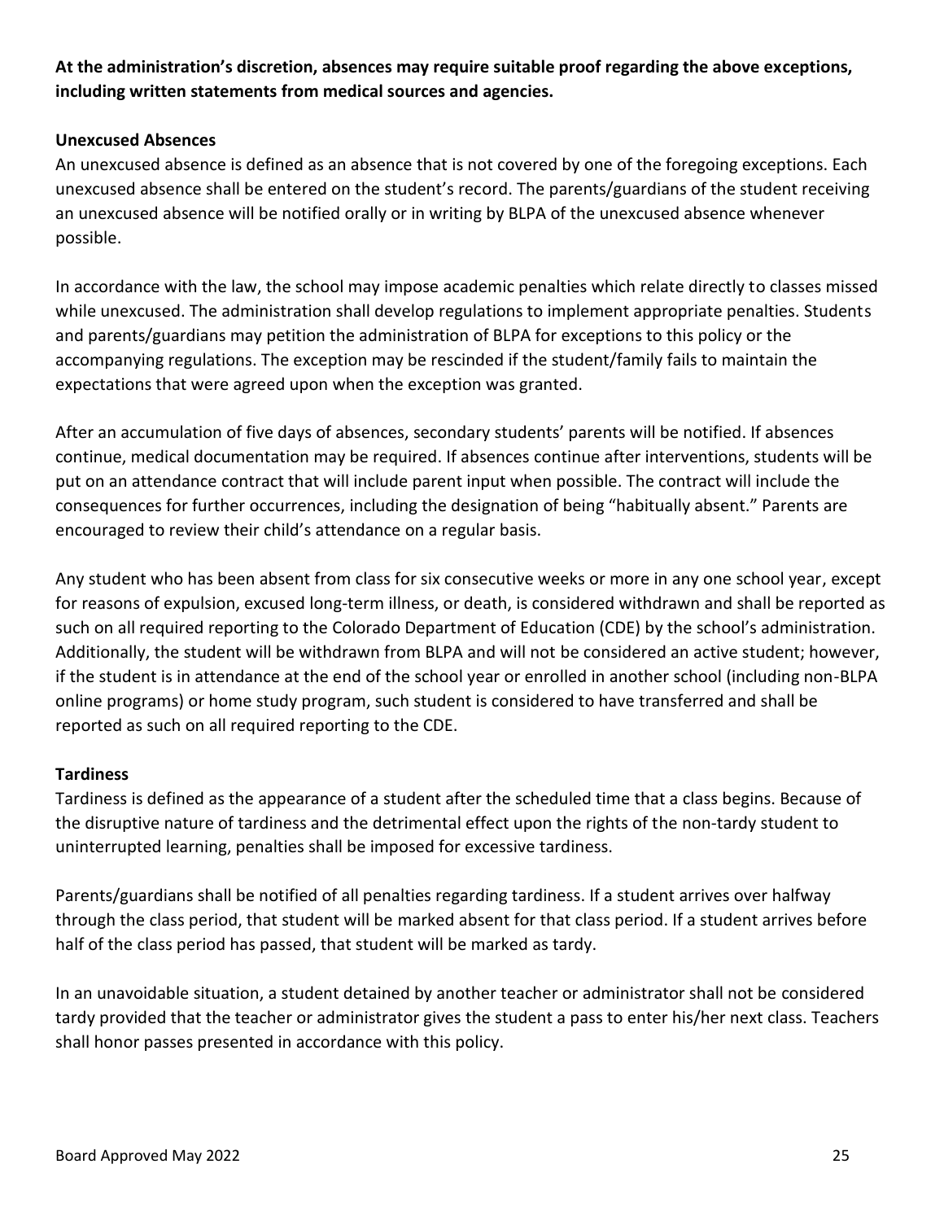**At the administration's discretion, absences may require suitable proof regarding the above exceptions, including written statements from medical sources and agencies.**

**Unexcused Absences**

An unexcused absence is defined as an absence that is not covered by one of the foregoing exceptions. Each unexcused absence shall be entered on the student's record. The parents/guardians of the student receiving an unexcused absence will be notified orally or in writing by BLPA of the unexcused absence whenever possible.

In accordance with the law, the school may impose academic penalties which relate directly to classes missed while unexcused. The administration shall develop regulations to implement appropriate penalties. Students and parents/guardians may petition the administration of BLPA for exceptions to this policy or the accompanying regulations. The exception may be rescinded if the student/family fails to maintain the expectations that were agreed upon when the exception was granted.

After an accumulation of five days of absences, secondary students' parents will be notified. If absences continue, medical documentation may be required. If absences continue after interventions, students will be put on an attendance contract that will include parent input when possible. The contract will include the consequences for further occurrences, including the designation of being "habitually absent." Parents are encouraged to review their child's attendance on a regular basis.

Any student who has been absent from class for six consecutive weeks or more in any one school year, except for reasons of expulsion, excused long-term illness, or death, is considered withdrawn and shall be reported as such on all required reporting to the Colorado Department of Education (CDE) by the school's administration. Additionally, the student will be withdrawn from BLPA and will not be considered an active student; however, if the student is in attendance at the end of the school year or enrolled in another school (including non-BLPA online programs) or home study program, such student is considered to have transferred and shall be reported as such on all required reporting to the CDE.

**Tardiness**

Tardiness is defined as the appearance of a student after the scheduled time that a class begins. Because of the disruptive nature of tardiness and the detrimental effect upon the rights of the non-tardy student to uninterrupted learning, penalties shall be imposed for excessive tardiness.

Parents/guardians shall be notified of all penalties regarding tardiness. If a student arrives over halfway through the class period, that student will be marked absent for that class period. If a student arrives before half of the class period has passed, that student will be marked as tardy.

In an unavoidable situation, a student detained by another teacher or administrator shall not be considered tardy provided that the teacher or administrator gives the student a pass to enter his/her next class. Teachers shall honor passes presented in accordance with this policy.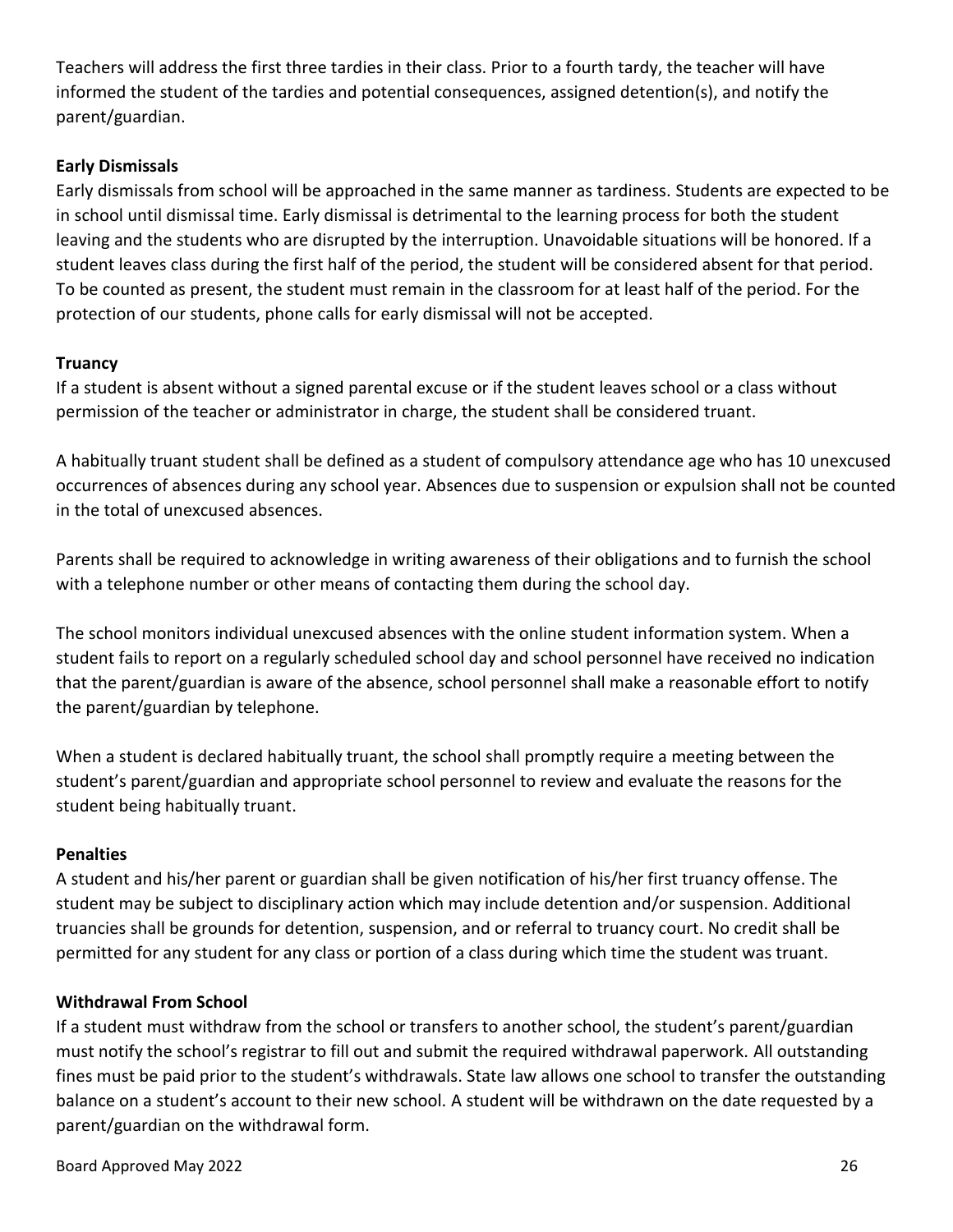Teachers will address the first three tardies in their class. Prior to a fourth tardy, the teacher will have informed the student of the tardies and potential consequences, assigned detention(s), and notify the parent/guardian.

**Early Dismissals**

Early dismissals from school will be approached in the same manner as tardiness. Students are expected to be in school until dismissal time. Early dismissal is detrimental to the learning process for both the student leaving and the students who are disrupted by the interruption. Unavoidable situations will be honored. If a student leaves class during the first half of the period, the student will be considered absent for that period. To be counted as present, the student must remain in the classroom for at least half of the period. For the protection of our students, phone calls for early dismissal will not be accepted.

**Truancy**

If a student is absent without a signed parental excuse or if the student leaves school or a class without permission of the teacher or administrator in charge, the student shall be considered truant.

A habitually truant student shall be defined as a student of compulsory attendance age who has 10 unexcused occurrences of absences during any school year. Absences due to suspension or expulsion shall not be counted in the total of unexcused absences.

Parents shall be required to acknowledge in writing awareness of their obligations and to furnish the school with a telephone number or other means of contacting them during the school day.

The school monitors individual unexcused absences with the online student information system. When a student fails to report on a regularly scheduled school day and school personnel have received no indication that the parent/guardian is aware of the absence, school personnel shall make a reasonable effort to notify the parent/guardian by telephone.

When a student is declared habitually truant, the school shall promptly require a meeting between the student's parent/guardian and appropriate school personnel to review and evaluate the reasons for the student being habitually truant.

**Penalties**

A student and his/her parent or guardian shall be given notification of his/her first truancy offense. The student may be subject to disciplinary action which may include detention and/or suspension. Additional truancies shall be grounds for detention, suspension, and or referral to truancy court. No credit shall be permitted for any student for any class or portion of a class during which time the student was truant.

**Withdrawal From School**

If a student must withdraw from the school or transfers to another school, the student's parent/guardian must notify the school's registrar to fill out and submit the required withdrawal paperwork. All outstanding fines must be paid prior to the student's withdrawals. State law allows one school to transfer the outstanding balance on a student's account to their new school. A student will be withdrawn on the date requested by a parent/guardian on the withdrawal form.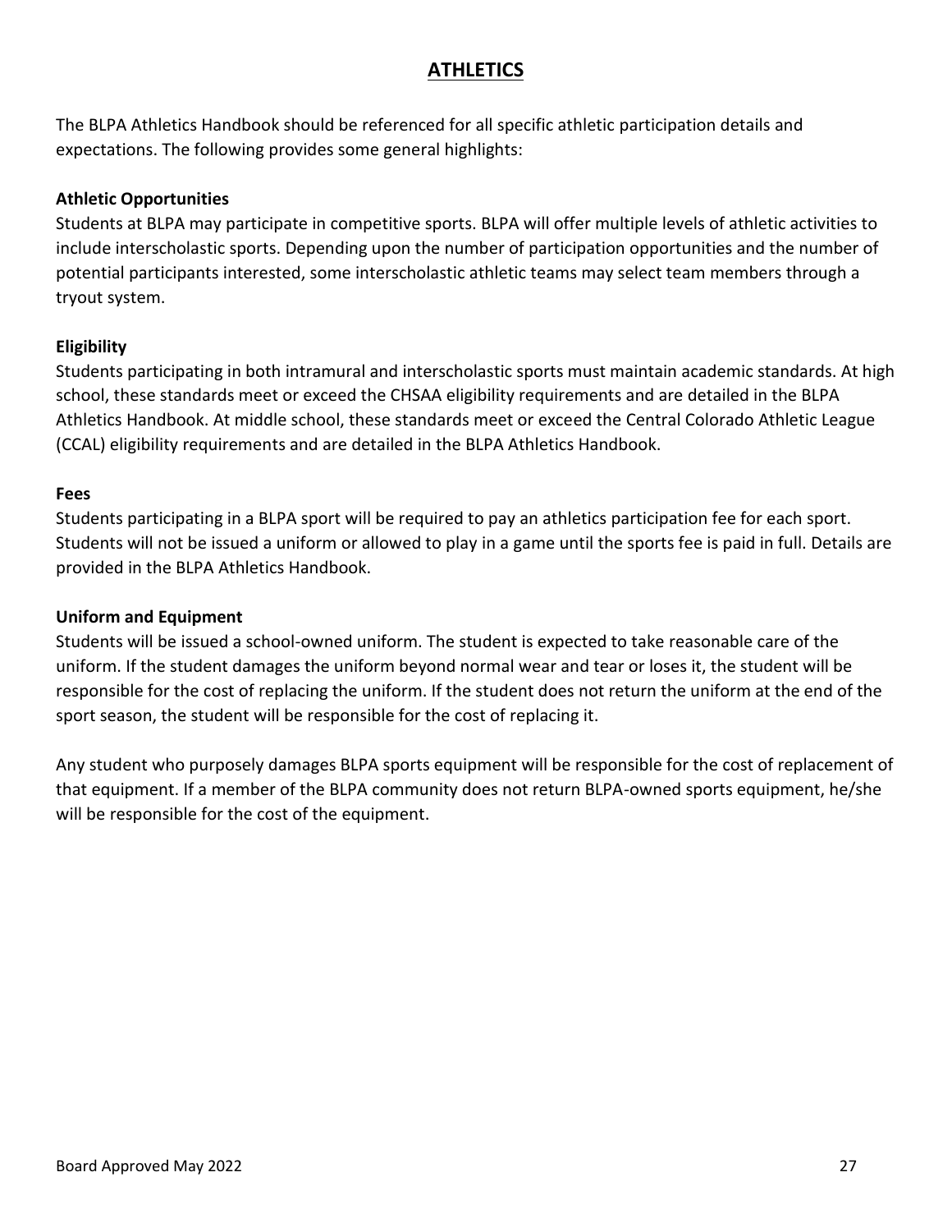# ATHLETICS

The BLPA Athletics Handbook should be referenced for all specific athletic participation details and expectations. The following provides some general highlights:

### Athletic Opportunities

Students at BLPA may participate in competitive sports. BLPA will offer multiple levels of athletic activities to include interscholastic sports. Depending upon the number of participation opportunities and the number of potential participants interested, some interscholastic athletic teams may select team members through a tryout system.

### Eligibility

Students participating in both intramural and interscholastic sports must maintain academic standards. At high school, these standards meet or exceed the CHSAA eligibility requirements and are detailed in the BLPA Athletics Handbook. At middle school, these standards meet or exceed the Central Colorado Athletic League (CCAL) eligibility requirements and are detailed in the BLPA Athletics Handbook.

### Fees

Students participating in a BLPA sport will be required to pay an athletics participation fee for each sport. Students will not be issued a uniform or allowed to play in a game until the sports fee is paid in full. Details are provided in the BLPA Athletics Handbook.

### Uniform and Equipment

Students will be issued a school-owned uniform. The student is expected to take reasonable care of the uniform. If the student damages the uniform beyond normal wear and tear or loses it, the student will be responsible for the cost of replacing the uniform. If the student does not return the uniform at the end of the sport season, the student will be responsible for the cost of replacing it.

Any student who purposely damages BLPA sports equipment will be responsible for the cost of replacement of that equipment. If a member of the BLPA community does not return BLPA-owned sports equipment, he/she will be responsible for the cost of the equipment.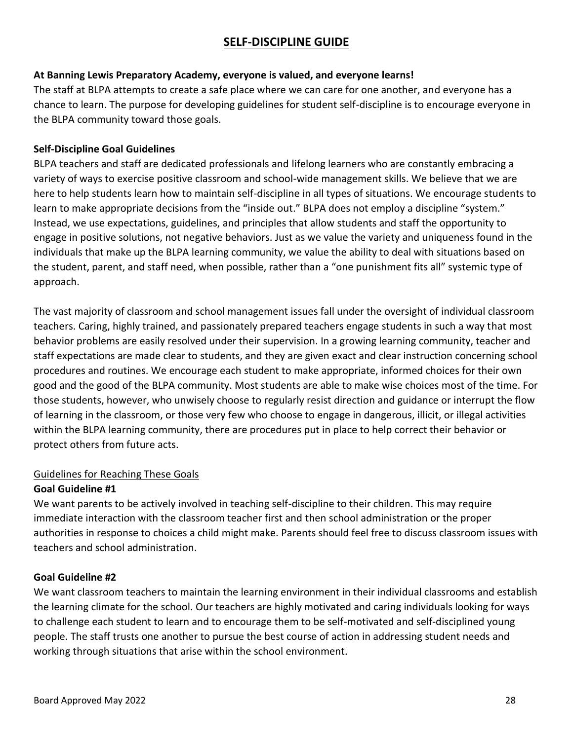# SELF-DISCIPLINE GUIDE

**At Banning Lewis Preparatory Academy, everyone is valued, and everyone learns!**

The staff at BLPA attempts to create a safe place where we can care for one another, and everyone has a chance to learn. The purpose for developing guidelines for student self-discipline is to encourage everyone in the BLPA community toward those goals.

**Self-Discipline Goal Guidelines**

BLPA teachers and staff are dedicated professionals and lifelong learners who are constantly embracing a variety of ways to exercise positive classroom and school-wide management skills. We believe that we are here to help students learn how to maintain self-discipline in all types of situations. We encourage students to learn to make appropriate decisions from the "inside out." BLPA does not employ a discipline "system." Instead, we use expectations, guidelines, and principles that allow students and staff the opportunity to engage in positive solutions, not negative behaviors. Just as we value the variety and uniqueness found in the individuals that make up the BLPA learning community, we value the ability to deal with situations based on the student, parent, and staff need, when possible, rather than a "one punishment fits all" systemic type of approach.

The vast majority of classroom and school management issues fall under the oversight of individual classroom teachers. Caring, highly trained, and passionately prepared teachers engage students in such a way that most behavior problems are easily resolved under their supervision. In a growing learning community, teacher and staff expectations are made clear to students, and they are given exact and clear instruction concerning school procedures and routines. We encourage each student to make appropriate, informed choices for their own good and the good of the BLPA community. Most students are able to make wise choices most of the time. For those students, however, who unwisely choose to regularly resist direction and guidance or interrupt the flow of learning in the classroom, or those very few who choose to engage in dangerous, illicit, or illegal activities within the BLPA learning community, there are procedures put in place to help correct their behavior or protect others from future acts.

<u>Guidelines for Reaching These Goals</u>

**Goal Guideline #1**

We want parents to be actively involved in teaching self-discipline to their children. This may require immediate interaction with the classroom teacher first and then school administration or the proper authorities in response to choices a child might make. Parents should feel free to discuss classroom issues with teachers and school administration.

**Goal Guideline #2**

We want classroom teachers to maintain the learning environment in their individual classrooms and establish the learning climate for the school. Our teachers are highly motivated and caring individuals looking for ways to challenge each student to learn and to encourage them to be self-motivated and self-disciplined young people. The staff trusts one another to pursue the best course of action in addressing student needs and working through situations that arise within the school environment.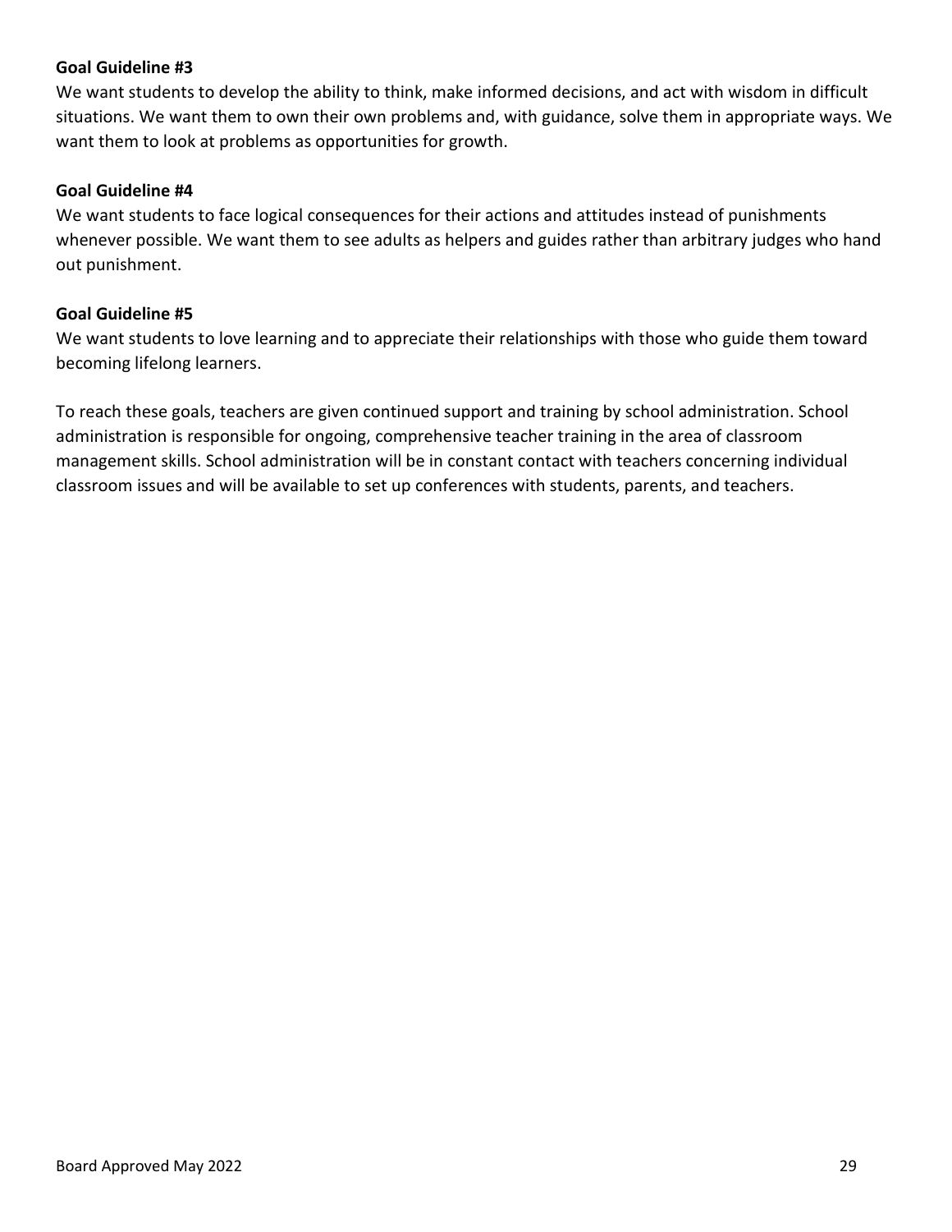**Goal Guideline #3**

We want students to develop the ability to think, make informed decisions, and act with wisdom in difficult situations. We want them to own their own problems and, with guidance, solve them in appropriate ways. We want them to look at problems as opportunities for growth.

**Goal Guideline #4**

We want students to face logical consequences for their actions and attitudes instead of punishments whenever possible. We want them to see adults as helpers and guides rather than arbitrary judges who hand out punishment.

**Goal Guideline #5**

We want students to love learning and to appreciate their relationships with those who guide them toward becoming lifelong learners.

To reach these goals, teachers are given continued support and training by school administration. School administration is responsible for ongoing, comprehensive teacher training in the area of classroom management skills. School administration will be in constant contact with teachers concerning individual classroom issues and will be available to set up conferences with students, parents, and teachers.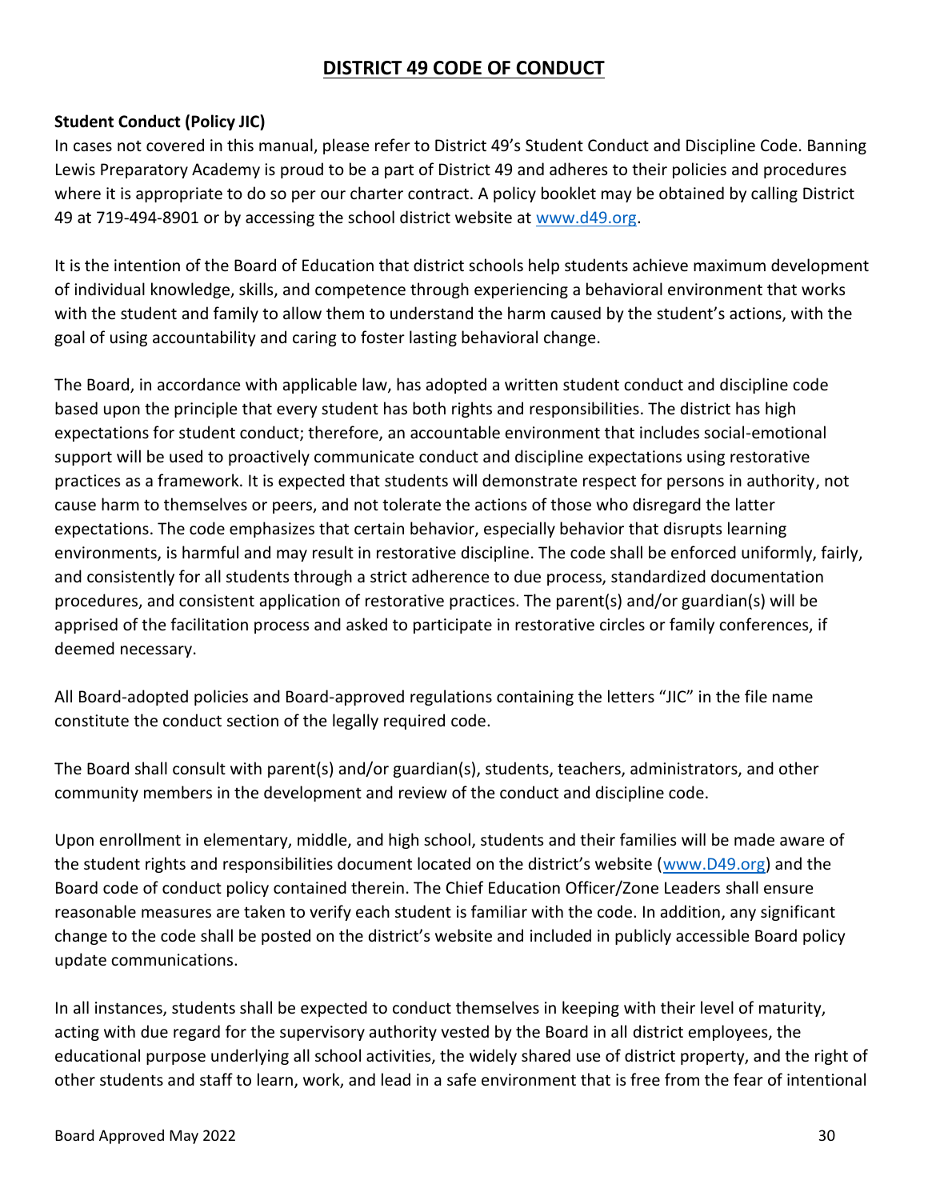# DISTRICT 49 CODE OF CONDUCT

**Student Conduct (Policy JIC)**

In cases not covered in this manual, please refer to District 49's Student Conduct and Discipline Code. Banning Lewis Preparatory Academy is proud to be a part of District 49 and adheres to their policies and procedures where it is appropriate to do so per our charter contract. A policy booklet may be obtained by calling District 49 at 719-494-8901 or by accessing the school district website at [www.d49.org](http://www.d49.org).

It is the intention of the Board of Education that district schools help students achieve maximum development of individual knowledge, skills, and competence through experiencing a behavioral environment that works with the student and family to allow them to understand the harm caused by the student's actions, with the goal of using accountability and caring to foster lasting behavioral change.

The Board, in accordance with applicable law, has adopted a written student conduct and discipline code based upon the principle that every student has both rights and responsibilities. The district has high expectations for student conduct; therefore, an accountable environment that includes social-emotional support will be used to proactively communicate conduct and discipline expectations using restorative practices as a framework. It is expected that students will demonstrate respect for persons in authority, not cause harm to themselves or peers, and not tolerate the actions of those who disregard the latter expectations. The code emphasizes that certain behavior, especially behavior that disrupts learning environments, is harmful and may result in restorative discipline. The code shall be enforced uniformly, fairly, and consistently for all students through a strict adherence to due process, standardized documentation procedures, and consistent application of restorative practices. The parent(s) and/or guardian(s) will be apprised of the facilitation process and asked to participate in restorative circles or family conferences, if deemed necessary.

All Board-adopted policies and Board-approved regulations containing the letters "JIC" in the file name constitute the conduct section of the legally required code.

The Board shall consult with parent(s) and/or guardian(s), students, teachers, administrators, and other community members in the development and review of the conduct and discipline code.

Upon enrollment in elementary, middle, and high school, students and their families will be made aware of the student rights and responsibilities document located on the district's website ([www.D49.org](http://www.D49.org)) and the Board code of conduct policy contained therein. The Chief Education Officer/Zone Leaders shall ensure reasonable measures are taken to verify each student is familiar with the code. In addition, any significant change to the code shall be posted on the district's website and included in publicly accessible Board policy update communications.

In all instances, students shall be expected to conduct themselves in keeping with their level of maturity, acting with due regard for the supervisory authority vested by the Board in all district employees, the educational purpose underlying all school activities, the widely shared use of district property, and the right of other students and staff to learn, work, and lead in a safe environment that is free from the fear of intentional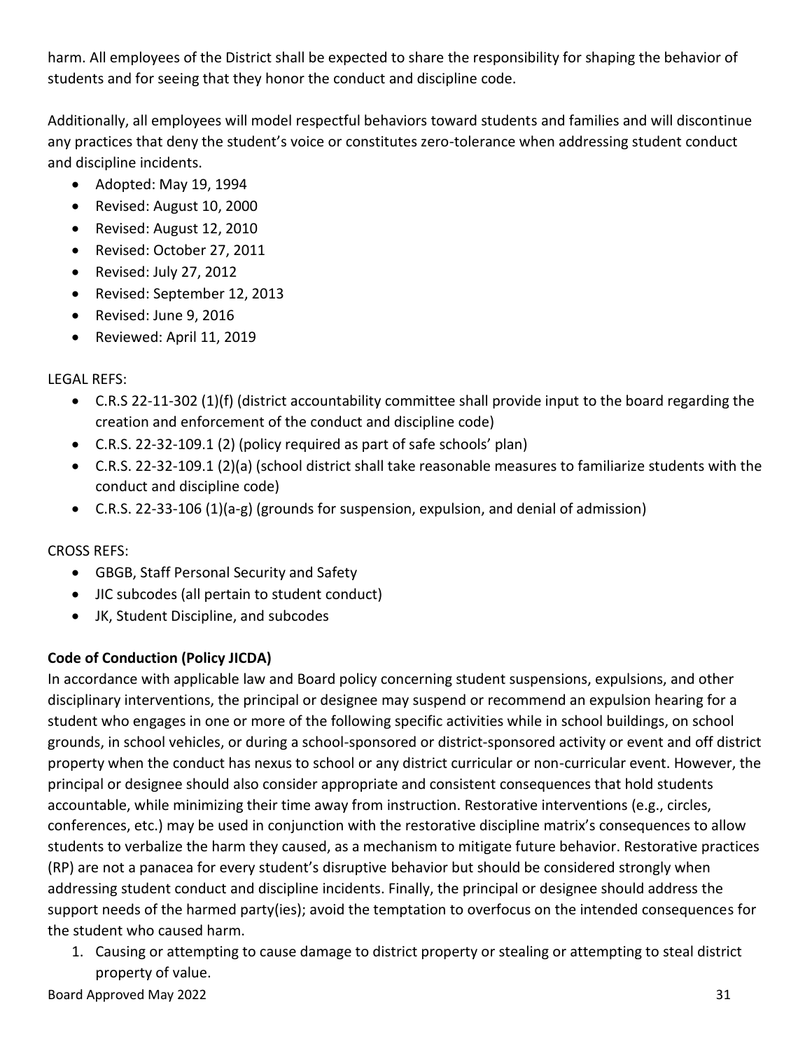harm. All employees of the District shall be expected to share the responsibility for shaping the behavior of students and for seeing that they honor the conduct and discipline code.

Additionally, all employees will model respectful behaviors toward students and families and will discontinue any practices that deny the student's voice or constitutes zero-tolerance when addressing student conduct and discipline incidents.

- Adopted: May 19, 1994
- Revised: August 10, 2000
- Revised: August 12, 2010
- Revised: October 27, 2011
- Revised: July 27, 2012
- Revised: September 12, 2013
- Revised: June 9, 2016
- Reviewed: April 11, 2019

LEGAL REFS:

- C.R.S 22-11-302 (1)(f) (district accountability committee shall provide input to the board regarding the creation and enforcement of the conduct and discipline code)
- C.R.S. 22-32-109.1 (2) (policy required as part of safe schools' plan)
- C.R.S. 22-32-109.1 (2)(a) (school district shall take reasonable measures to familiarize students with the conduct and discipline code)
- C.R.S. 22-33-106 (1)(a-g) (grounds for suspension, expulsion, and denial of admission)

CROSS REFS:

- GBGB, Staff Personal Security and Safety
- JIC subcodes (all pertain to student conduct)
- JK, Student Discipline, and subcodes

**Code of Conduction (Policy JICDA)**

In accordance with applicable law and Board policy concerning student suspensions, expulsions, and other disciplinary interventions, the principal or designee may suspend or recommend an expulsion hearing for a student who engages in one or more of the following specific activities while in school buildings, on school grounds, in school vehicles, or during a school-sponsored or district-sponsored activity or event and off district property when the conduct has nexus to school or any district curricular or non-curricular event. However, the principal or designee should also consider appropriate and consistent consequences that hold students accountable, while minimizing their time away from instruction. Restorative interventions (e.g., circles, conferences, etc.) may be used in conjunction with the restorative discipline matrix's consequences to allow students to verbalize the harm they caused, as a mechanism to mitigate future behavior. Restorative practices (RP) are not a panacea for every student's disruptive behavior but should be considered strongly when addressing student conduct and discipline incidents. Finally, the principal or designee should address the support needs of the harmed party(ies); avoid the temptation to overfocus on the intended consequences for the student who caused harm.

1. Causing or attempting to cause damage to district property or stealing or attempting to steal district property of value.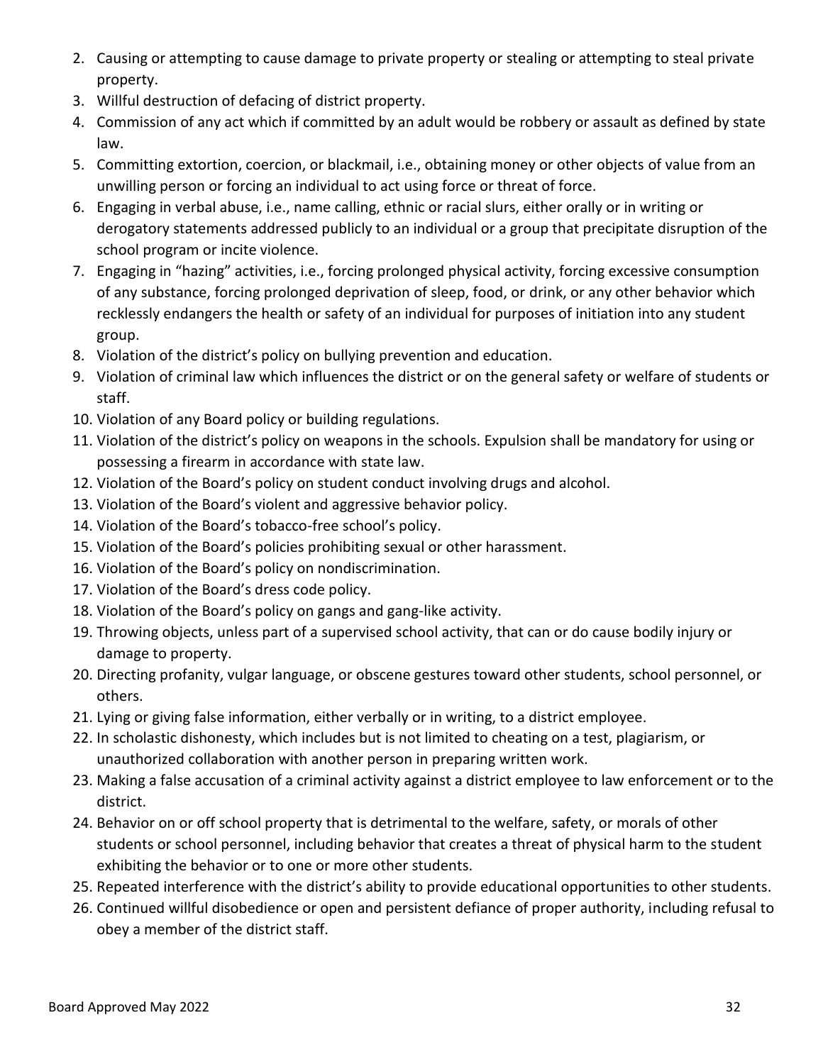2. Causing or attempting to cause damage to private property or stealing or attempting to steal private property.
3. Willful destruction of defacing of district property.
4. Commission of any act which if committed by an adult would be robbery or assault as defined by state law.
5. Committing extortion, coercion, or blackmail, i.e., obtaining money or other objects of value from an unwilling person or forcing an individual to act using force or threat of force.
6. Engaging in verbal abuse, i.e., name calling, ethnic or racial slurs, either orally or in writing or derogatory statements addressed publicly to an individual or a group that precipitate disruption of the school program or incite violence.
7. Engaging in "hazing" activities, i.e., forcing prolonged physical activity, forcing excessive consumption of any substance, forcing prolonged deprivation of sleep, food, or drink, or any other behavior which recklessly endangers the health or safety of an individual for purposes of initiation into any student group.
8. Violation of the district's policy on bullying prevention and education.
9. Violation of criminal law which influences the district or on the general safety or welfare of students or staff.
10. Violation of any Board policy or building regulations.
11. Violation of the district's policy on weapons in the schools. Expulsion shall be mandatory for using or possessing a firearm in accordance with state law.
12. Violation of the Board's policy on student conduct involving drugs and alcohol.
13. Violation of the Board's violent and aggressive behavior policy.
14. Violation of the Board's tobacco-free school's policy.
15. Violation of the Board's policies prohibiting sexual or other harassment.
16. Violation of the Board's policy on nondiscrimination.
17. Violation of the Board's dress code policy.
18. Violation of the Board's policy on gangs and gang-like activity.
19. Throwing objects, unless part of a supervised school activity, that can or do cause bodily injury or damage to property.
20. Directing profanity, vulgar language, or obscene gestures toward other students, school personnel, or others.
21. Lying or giving false information, either verbally or in writing, to a district employee.
22. In scholastic dishonesty, which includes but is not limited to cheating on a test, plagiarism, or unauthorized collaboration with another person in preparing written work.
23. Making a false accusation of a criminal activity against a district employee to law enforcement or to the district.
24. Behavior on or off school property that is detrimental to the welfare, safety, or morals of other students or school personnel, including behavior that creates a threat of physical harm to the student exhibiting the behavior or to one or more other students.
25. Repeated interference with the district's ability to provide educational opportunities to other students.
26. Continued willful disobedience or open and persistent defiance of proper authority, including refusal to obey a member of the district staff.

Board Approved May 2022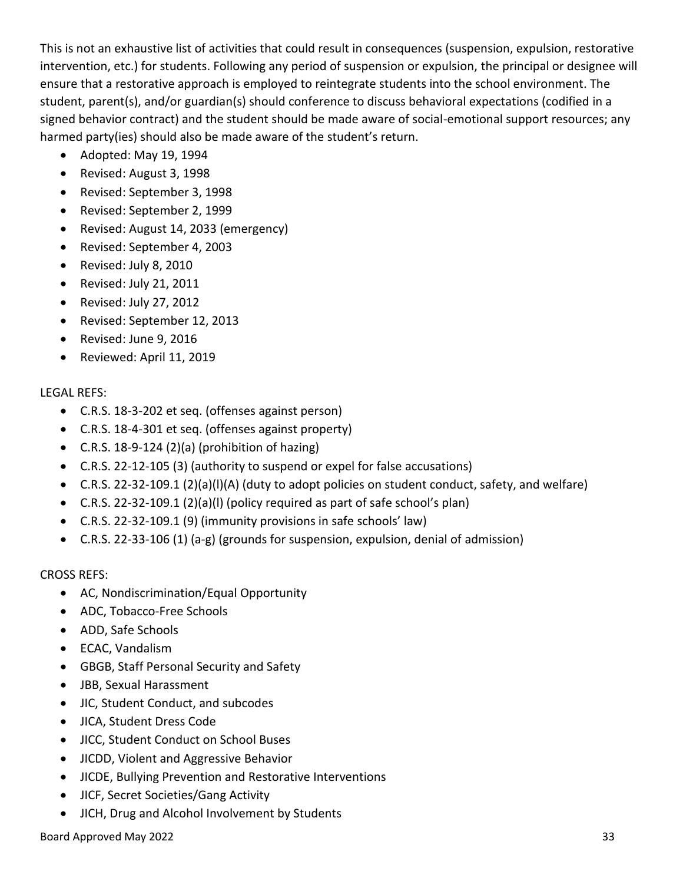This is not an exhaustive list of activities that could result in consequences (suspension, expulsion, restorative intervention, etc.) for students. Following any period of suspension or expulsion, the principal or designee will ensure that a restorative approach is employed to reintegrate students into the school environment. The student, parent(s), and/or guardian(s) should conference to discuss behavioral expectations (codified in a signed behavior contract) and the student should be made aware of social-emotional support resources; any harmed party(ies) should also be made aware of the student's return.

- Adopted: May 19, 1994
- Revised: August 3, 1998
- Revised: September 3, 1998
- Revised: September 2, 1999
- Revised: August 14, 2033 (emergency)
- Revised: September 4, 2003
- Revised: July 8, 2010
- Revised: July 21, 2011
- Revised: July 27, 2012
- Revised: September 12, 2013
- Revised: June 9, 2016
- Reviewed: April 11, 2019

LEGAL REFS:

- C.R.S. 18-3-202 et seq. (offenses against person)
- C.R.S. 18-4-301 et seq. (offenses against property)
- C.R.S. 18-9-124 (2)(a) (prohibition of hazing)
- C.R.S. 22-12-105 (3) (authority to suspend or expel for false accusations)
- C.R.S. 22-32-109.1 (2)(a)(l)(A) (duty to adopt policies on student conduct, safety, and welfare)
- C.R.S. 22-32-109.1 (2)(a)(l) (policy required as part of safe school's plan)
- C.R.S. 22-32-109.1 (9) (immunity provisions in safe schools' law)
- C.R.S. 22-33-106 (1) (a-g) (grounds for suspension, expulsion, denial of admission)

CROSS REFS:

- AC, Nondiscrimination/Equal Opportunity
- ADC, Tobacco-Free Schools
- ADD, Safe Schools
- ECAC, Vandalism
- GBGB, Staff Personal Security and Safety
- JBB, Sexual Harassment
- JIC, Student Conduct, and subcodes
- JICA, Student Dress Code
- JICC, Student Conduct on School Buses
- JICDD, Violent and Aggressive Behavior
- JICDE, Bullying Prevention and Restorative Interventions
- JICF, Secret Societies/Gang Activity
- JICH, Drug and Alcohol Involvement by Students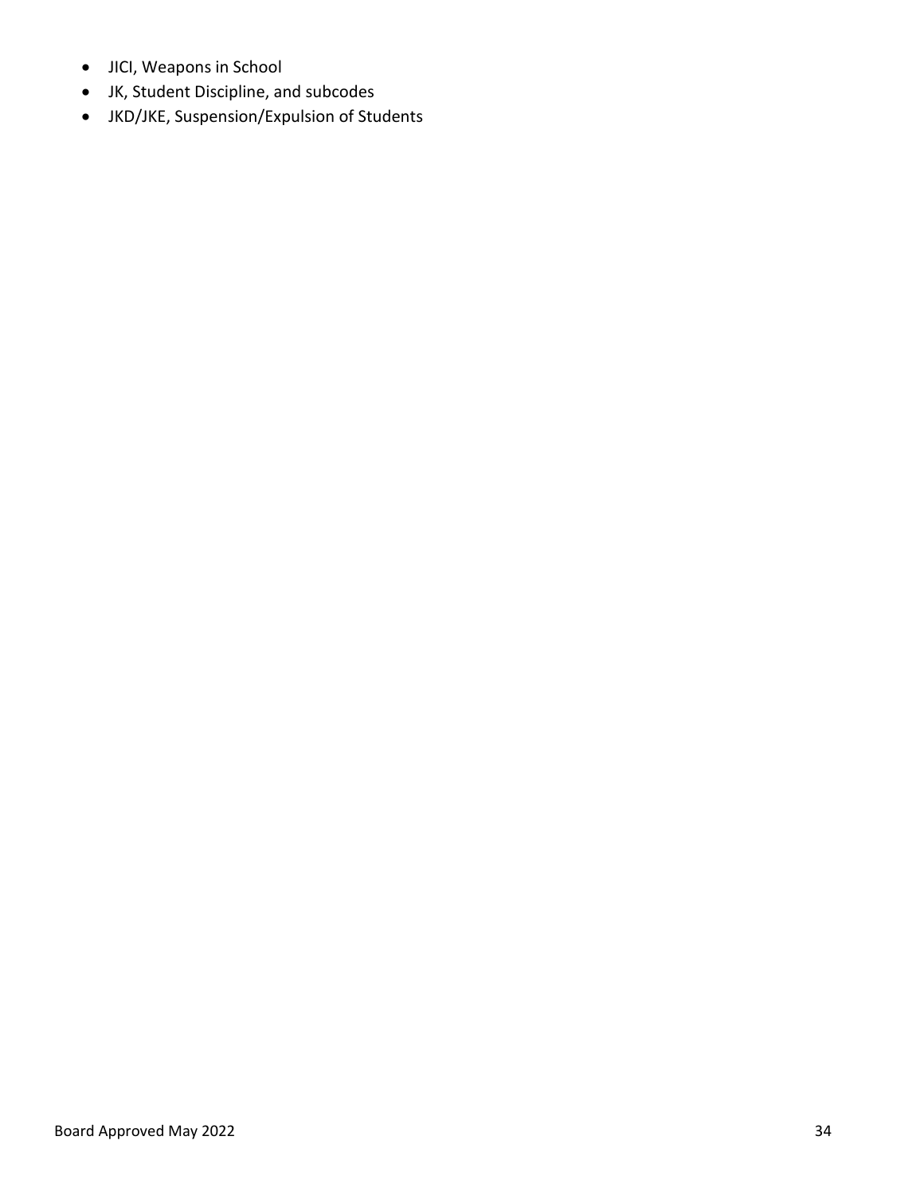- JICI, Weapons in School
- JK, Student Discipline, and subcodes
- JKD/JKE, Suspension/Expulsion of Students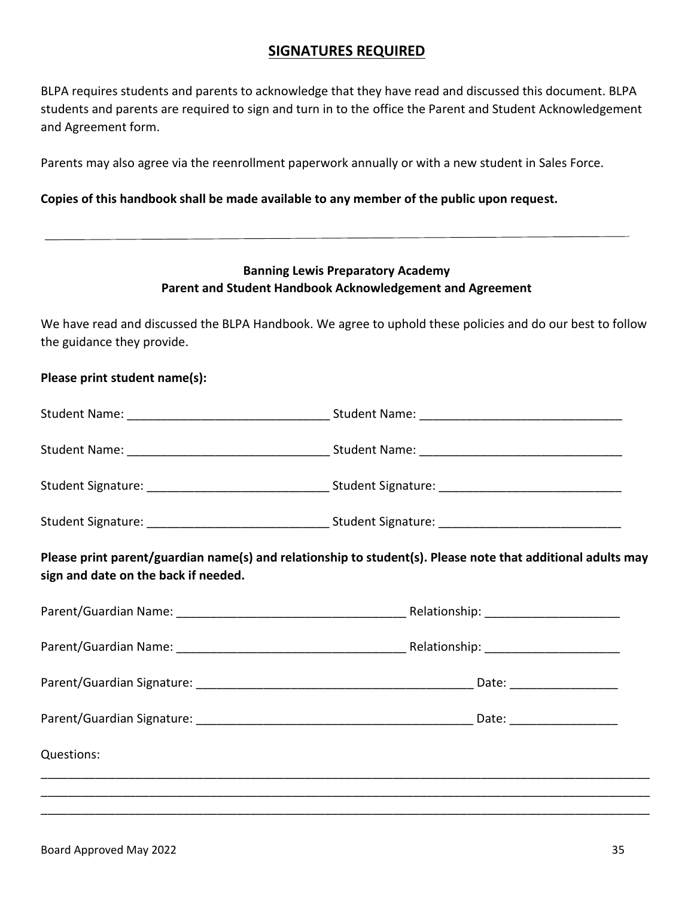## SIGNATURES REQUIRED

BLPA requires students and parents to acknowledge that they have read and discussed this document. BLPA students and parents are required to sign and turn in to the office the Parent and Student Acknowledgement and Agreement form.

Parents may also agree via the reenrollment paperwork annually or with a new student in Sales Force.

**Copies of this handbook shall be made available to any member of the public upon request.**

---

**Banning Lewis Preparatory Academy**
**Parent and Student Handbook Acknowledgement and Agreement**

We have read and discussed the BLPA Handbook. We agree to uphold these policies and do our best to follow the guidance they provide.

**Please print student name(s):**

Student Name: ______________________________ Student Name: ______________________________

Student Name: ______________________________ Student Name: ______________________________

Student Signature: ___________________________ Student Signature: ___________________________

Student Signature: ___________________________ Student Signature: ___________________________

**Please print parent/guardian name(s) and relationship to student(s). Please note that additional adults may sign and date on the back if needed.**

Parent/Guardian Name: __________________________________ Relationship: ____________________

Parent/Guardian Name: __________________________________ Relationship: ____________________

Parent/Guardian Signature: _________________________________________ Date: ________________

Parent/Guardian Signature: _________________________________________ Date: ________________

Questions:

______________________________________________________________________________________________

______________________________________________________________________________________________

______________________________________________________________________________________________

Board Approved May 2022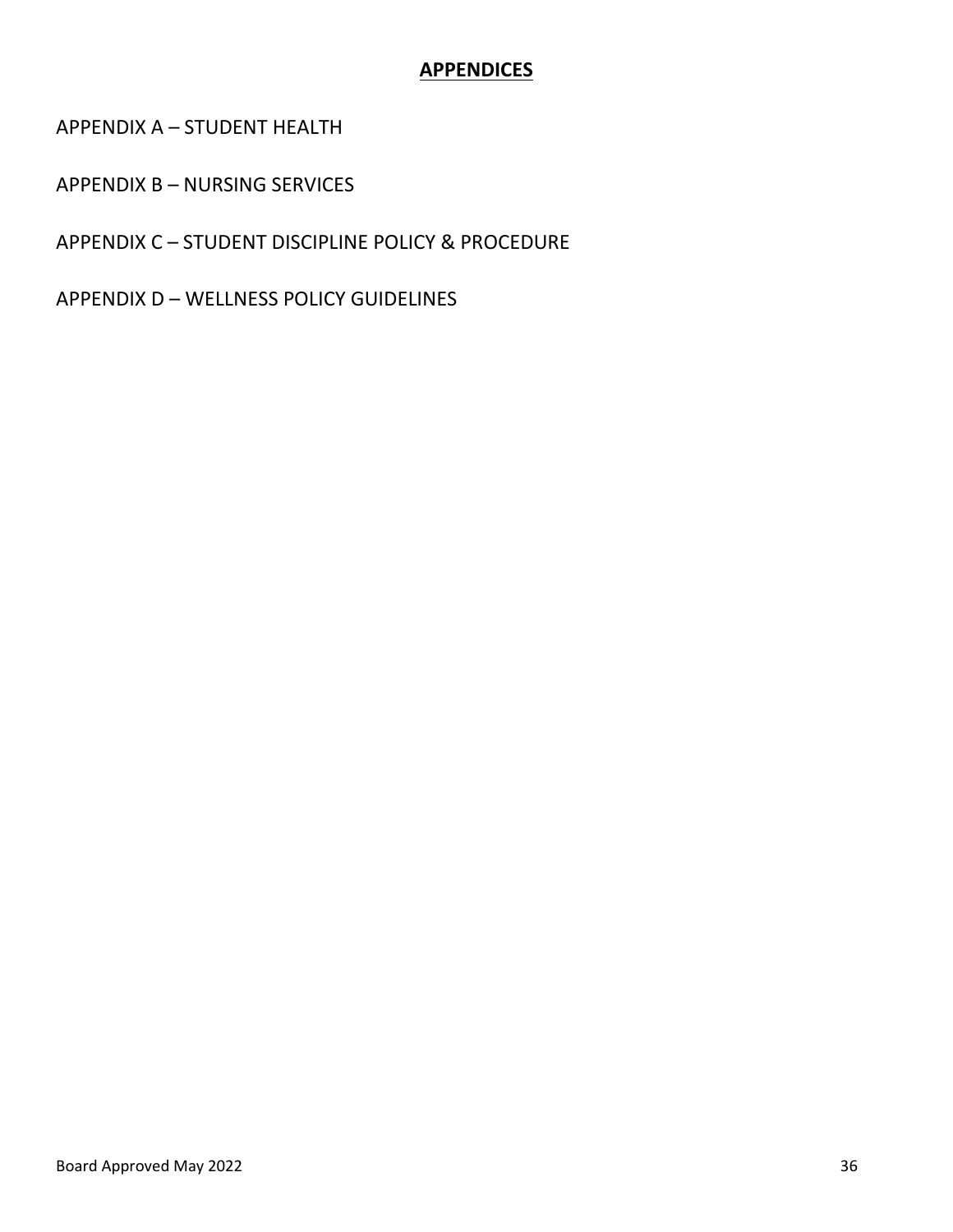# APPENDICES

APPENDIX A – STUDENT HEALTH

APPENDIX B – NURSING SERVICES

APPENDIX C – STUDENT DISCIPLINE POLICY & PROCEDURE

APPENDIX D – WELLNESS POLICY GUIDELINES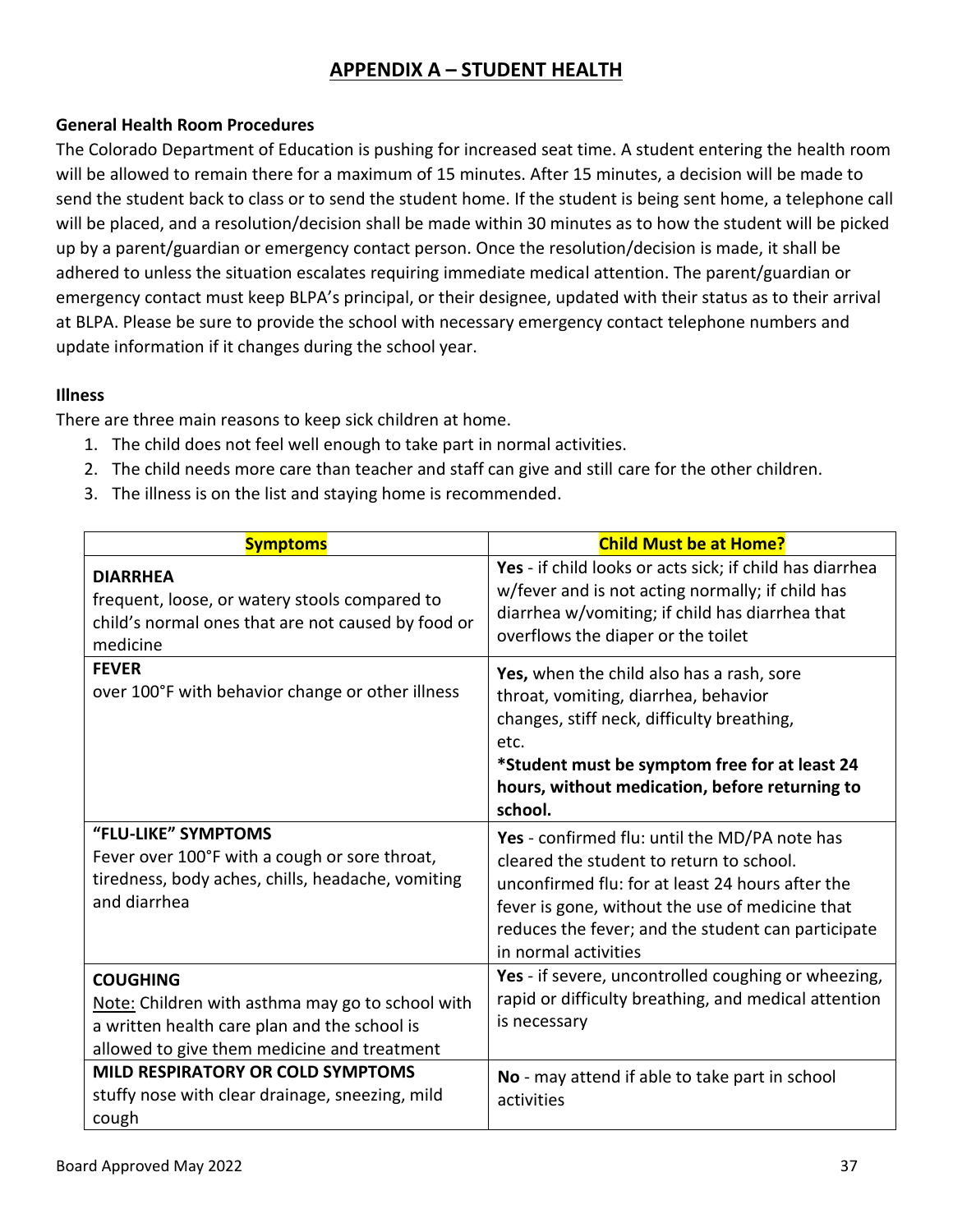# APPENDIX A – STUDENT HEALTH

**General Health Room Procedures**

The Colorado Department of Education is pushing for increased seat time. A student entering the health room will be allowed to remain there for a maximum of 15 minutes. After 15 minutes, a decision will be made to send the student back to class or to send the student home. If the student is being sent home, a telephone call will be placed, and a resolution/decision shall be made within 30 minutes as to how the student will be picked up by a parent/guardian or emergency contact person. Once the resolution/decision is made, it shall be adhered to unless the situation escalates requiring immediate medical attention. The parent/guardian or emergency contact must keep BLPA's principal, or their designee, updated with their status as to their arrival at BLPA. Please be sure to provide the school with necessary emergency contact telephone numbers and update information if it changes during the school year.

**Illness**

There are three main reasons to keep sick children at home.

1. The child does not feel well enough to take part in normal activities.
2. The child needs more care than teacher and staff can give and still care for the other children.
3. The illness is on the list and staying home is recommended.

| Symptoms | Child Must be at Home? |
|---|---|
| **DIARRHEA**<br>frequent, loose, or watery stools compared to child's normal ones that are not caused by food or medicine | **Yes** - if child looks or acts sick; if child has diarrhea w/fever and is not acting normally; if child has diarrhea w/vomiting; if child has diarrhea that overflows the diaper or the toilet |
| **FEVER**<br>over 100°F with behavior change or other illness | **Yes,** when the child also has a rash, sore throat, vomiting, diarrhea, behavior changes, stiff neck, difficulty breathing, etc.<br>**\*Student must be symptom free for at least 24 hours, without medication, before returning to school.** |
| **"FLU-LIKE" SYMPTOMS**<br>Fever over 100°F with a cough or sore throat, tiredness, body aches, chills, headache, vomiting and diarrhea | **Yes** - confirmed flu: until the MD/PA note has cleared the student to return to school.<br>unconfirmed flu: for at least 24 hours after the fever is gone, without the use of medicine that reduces the fever; and the student can participate in normal activities |
| **COUGHING**<br>Note: Children with asthma may go to school with a written health care plan and the school is allowed to give them medicine and treatment | **Yes** - if severe, uncontrolled coughing or wheezing, rapid or difficulty breathing, and medical attention is necessary |
| **MILD RESPIRATORY OR COLD SYMPTOMS**<br>stuffy nose with clear drainage, sneezing, mild cough | **No** - may attend if able to take part in school activities |

Board Approved May 2022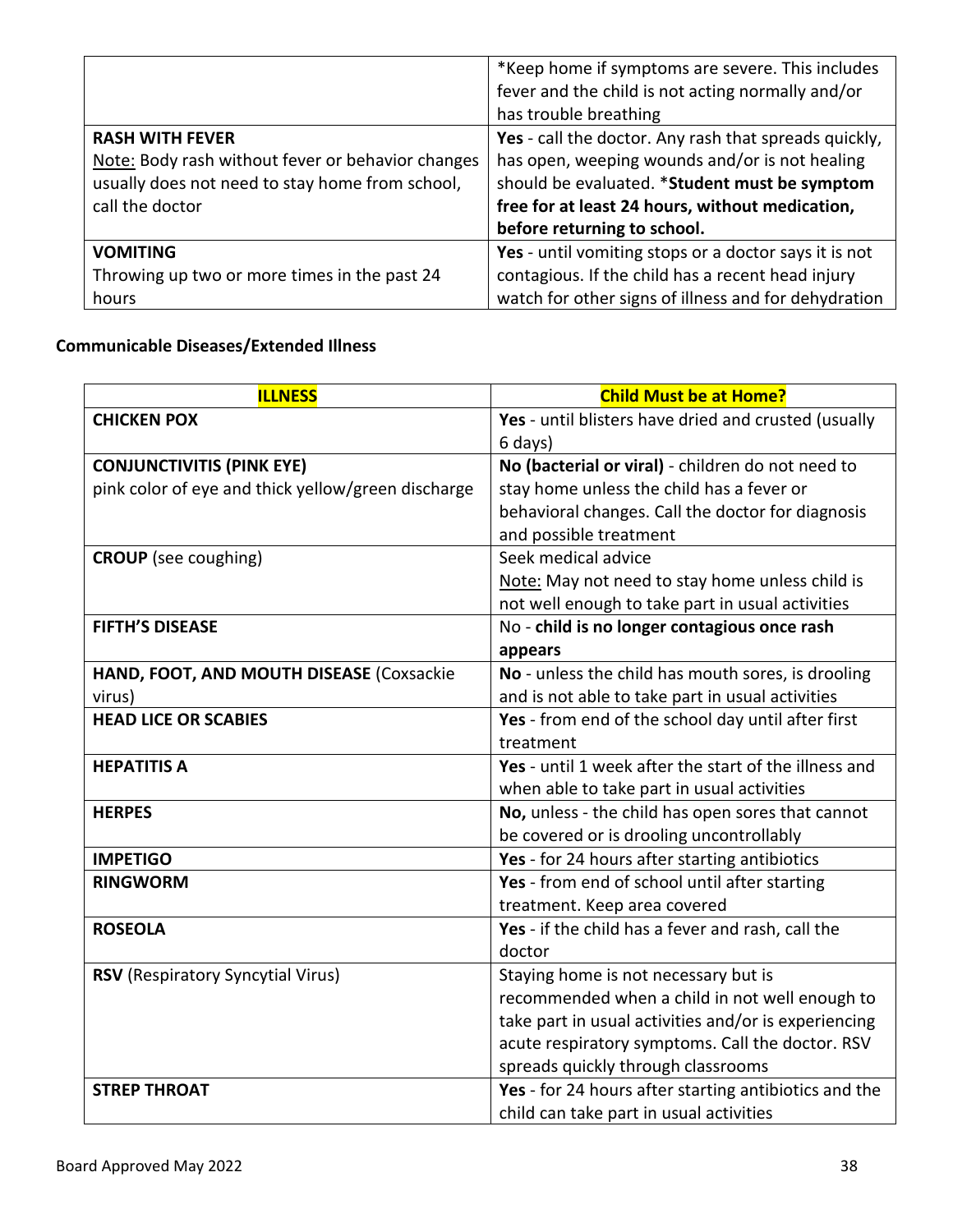| | |
|---|---|
| | *Keep home if symptoms are severe. This includes fever and the child is not acting normally and/or has trouble breathing |
| **RASH WITH FEVER**<br>Note: Body rash without fever or behavior changes usually does not need to stay home from school, call the doctor | **Yes** - call the doctor. Any rash that spreads quickly, has open, weeping wounds and/or is not healing should be evaluated. ***Student must be symptom free for at least 24 hours, without medication, before returning to school.** |
| **VOMITING**<br>Throwing up two or more times in the past 24 hours | **Yes** - until vomiting stops or a doctor says it is not contagious. If the child has a recent head injury watch for other signs of illness and for dehydration |

**Communicable Diseases/Extended Illness**

| **ILLNESS** | **Child Must be at Home?** |
|---|---|
| **CHICKEN POX** | **Yes** - until blisters have dried and crusted (usually 6 days) |
| **CONJUNCTIVITIS (PINK EYE)**<br>pink color of eye and thick yellow/green discharge | **No (bacterial or viral)** - children do not need to stay home unless the child has a fever or behavioral changes. Call the doctor for diagnosis and possible treatment |
| **CROUP** (see coughing) | Seek medical advice<br>Note: May not need to stay home unless child is not well enough to take part in usual activities |
| **FIFTH'S DISEASE** | No - **child is no longer contagious once rash appears** |
| **HAND, FOOT, AND MOUTH DISEASE** (Coxsackie virus) | **No** - unless the child has mouth sores, is drooling and is not able to take part in usual activities |
| **HEAD LICE OR SCABIES** | **Yes** - from end of the school day until after first treatment |
| **HEPATITIS A** | **Yes** - until 1 week after the start of the illness and when able to take part in usual activities |
| **HERPES** | **No,** unless - the child has open sores that cannot be covered or is drooling uncontrollably |
| **IMPETIGO** | **Yes** - for 24 hours after starting antibiotics |
| **RINGWORM** | **Yes** - from end of school until after starting treatment. Keep area covered |
| **ROSEOLA** | **Yes** - if the child has a fever and rash, call the doctor |
| **RSV** (Respiratory Syncytial Virus) | Staying home is not necessary but is recommended when a child in not well enough to take part in usual activities and/or is experiencing acute respiratory symptoms. Call the doctor. RSV spreads quickly through classrooms |
| **STREP THROAT** | **Yes** - for 24 hours after starting antibiotics and the child can take part in usual activities |

Board Approved May 2022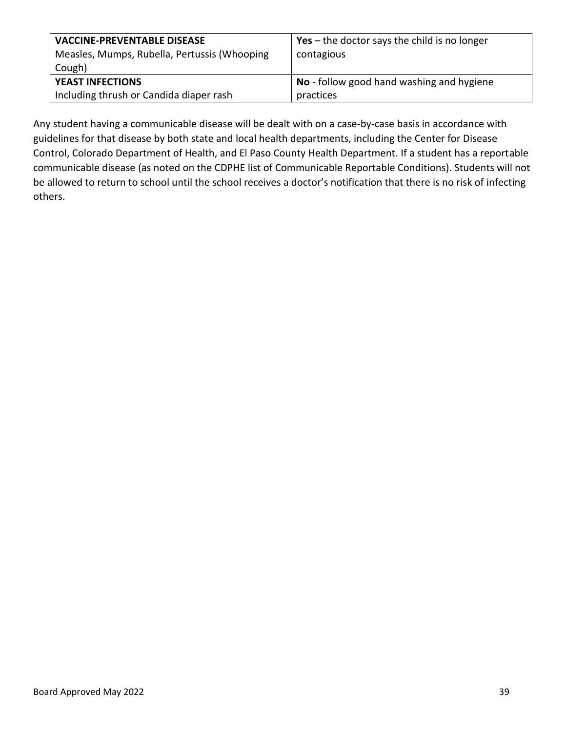| | |
|---|---|
| **VACCINE-PREVENTABLE DISEASE**<br>Measles, Mumps, Rubella, Pertussis (Whooping Cough) | **Yes** – the doctor says the child is no longer contagious |
| **YEAST INFECTIONS**<br>Including thrush or Candida diaper rash | **No** - follow good hand washing and hygiene practices |

Any student having a communicable disease will be dealt with on a case-by-case basis in accordance with guidelines for that disease by both state and local health departments, including the Center for Disease Control, Colorado Department of Health, and El Paso County Health Department. If a student has a reportable communicable disease (as noted on the CDPHE list of Communicable Reportable Conditions). Students will not be allowed to return to school until the school receives a doctor's notification that there is no risk of infecting others.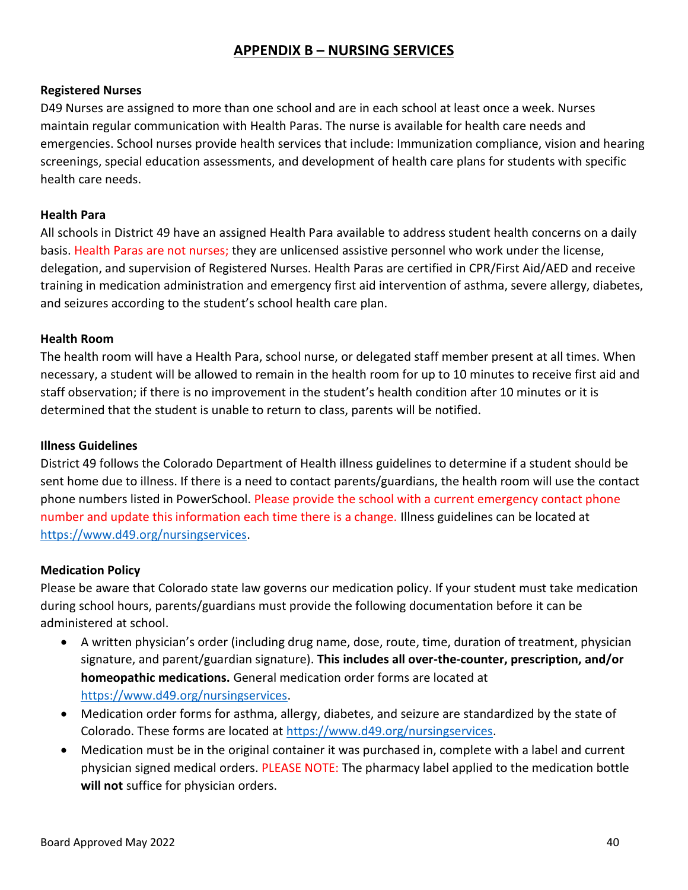# APPENDIX B – NURSING SERVICES

**Registered Nurses**

D49 Nurses are assigned to more than one school and are in each school at least once a week. Nurses maintain regular communication with Health Paras. The nurse is available for health care needs and emergencies. School nurses provide health services that include: Immunization compliance, vision and hearing screenings, special education assessments, and development of health care plans for students with specific health care needs.

**Health Para**

All schools in District 49 have an assigned Health Para available to address student health concerns on a daily basis. Health Paras are not nurses; they are unlicensed assistive personnel who work under the license, delegation, and supervision of Registered Nurses. Health Paras are certified in CPR/First Aid/AED and receive training in medication administration and emergency first aid intervention of asthma, severe allergy, diabetes, and seizures according to the student's school health care plan.

**Health Room**

The health room will have a Health Para, school nurse, or delegated staff member present at all times. When necessary, a student will be allowed to remain in the health room for up to 10 minutes to receive first aid and staff observation; if there is no improvement in the student's health condition after 10 minutes or it is determined that the student is unable to return to class, parents will be notified.

**Illness Guidelines**

District 49 follows the Colorado Department of Health illness guidelines to determine if a student should be sent home due to illness. If there is a need to contact parents/guardians, the health room will use the contact phone numbers listed in PowerSchool. Please provide the school with a current emergency contact phone number and update this information each time there is a change. Illness guidelines can be located at https://www.d49.org/nursingservices.

**Medication Policy**

Please be aware that Colorado state law governs our medication policy. If your student must take medication during school hours, parents/guardians must provide the following documentation before it can be administered at school.

- A written physician's order (including drug name, dose, route, time, duration of treatment, physician signature, and parent/guardian signature). **This includes all over-the-counter, prescription, and/or homeopathic medications.** General medication order forms are located at https://www.d49.org/nursingservices.
- Medication order forms for asthma, allergy, diabetes, and seizure are standardized by the state of Colorado. These forms are located at https://www.d49.org/nursingservices.
- Medication must be in the original container it was purchased in, complete with a label and current physician signed medical orders. PLEASE NOTE: The pharmacy label applied to the medication bottle **will not** suffice for physician orders.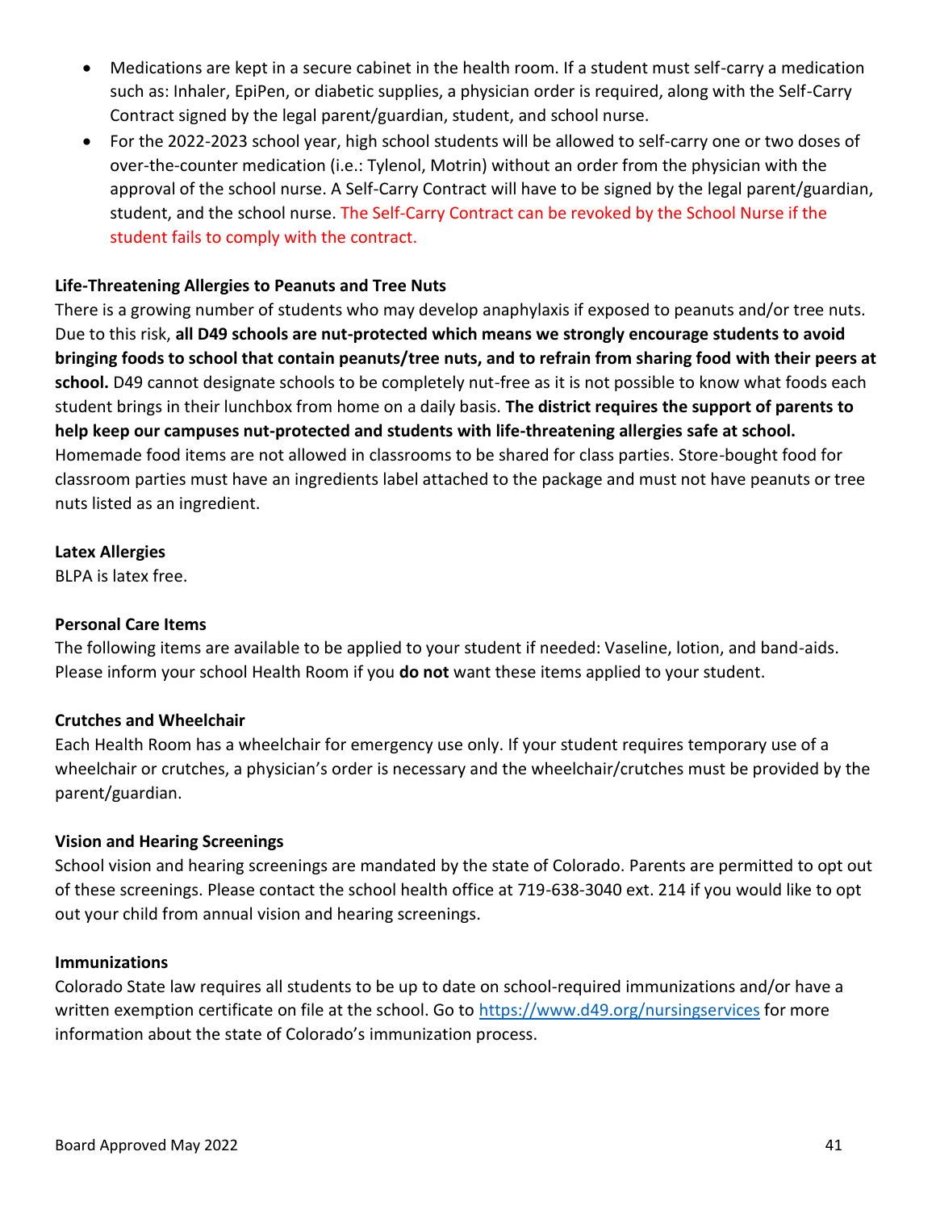- Medications are kept in a secure cabinet in the health room. If a student must self-carry a medication such as: Inhaler, EpiPen, or diabetic supplies, a physician order is required, along with the Self-Carry Contract signed by the legal parent/guardian, student, and school nurse.
- For the 2022-2023 school year, high school students will be allowed to self-carry one or two doses of over-the-counter medication (i.e.: Tylenol, Motrin) without an order from the physician with the approval of the school nurse. A Self-Carry Contract will have to be signed by the legal parent/guardian, student, and the school nurse. The Self-Carry Contract can be revoked by the School Nurse if the student fails to comply with the contract.

**Life-Threatening Allergies to Peanuts and Tree Nuts**

There is a growing number of students who may develop anaphylaxis if exposed to peanuts and/or tree nuts. Due to this risk, **all D49 schools are nut-protected which means we strongly encourage students to avoid bringing foods to school that contain peanuts/tree nuts, and to refrain from sharing food with their peers at school.** D49 cannot designate schools to be completely nut-free as it is not possible to know what foods each student brings in their lunchbox from home on a daily basis. **The district requires the support of parents to help keep our campuses nut-protected and students with life-threatening allergies safe at school.** Homemade food items are not allowed in classrooms to be shared for class parties. Store-bought food for classroom parties must have an ingredients label attached to the package and must not have peanuts or tree nuts listed as an ingredient.

**Latex Allergies**

BLPA is latex free.

**Personal Care Items**

The following items are available to be applied to your student if needed: Vaseline, lotion, and band-aids. Please inform your school Health Room if you **do not** want these items applied to your student.

**Crutches and Wheelchair**

Each Health Room has a wheelchair for emergency use only. If your student requires temporary use of a wheelchair or crutches, a physician's order is necessary and the wheelchair/crutches must be provided by the parent/guardian.

**Vision and Hearing Screenings**

School vision and hearing screenings are mandated by the state of Colorado. Parents are permitted to opt out of these screenings. Please contact the school health office at 719-638-3040 ext. 214 if you would like to opt out your child from annual vision and hearing screenings.

**Immunizations**

Colorado State law requires all students to be up to date on school-required immunizations and/or have a written exemption certificate on file at the school. Go to [https://www.d49.org/nursingservices](https://www.d49.org/nursingservices) for more information about the state of Colorado's immunization process.

Board Approved May 2022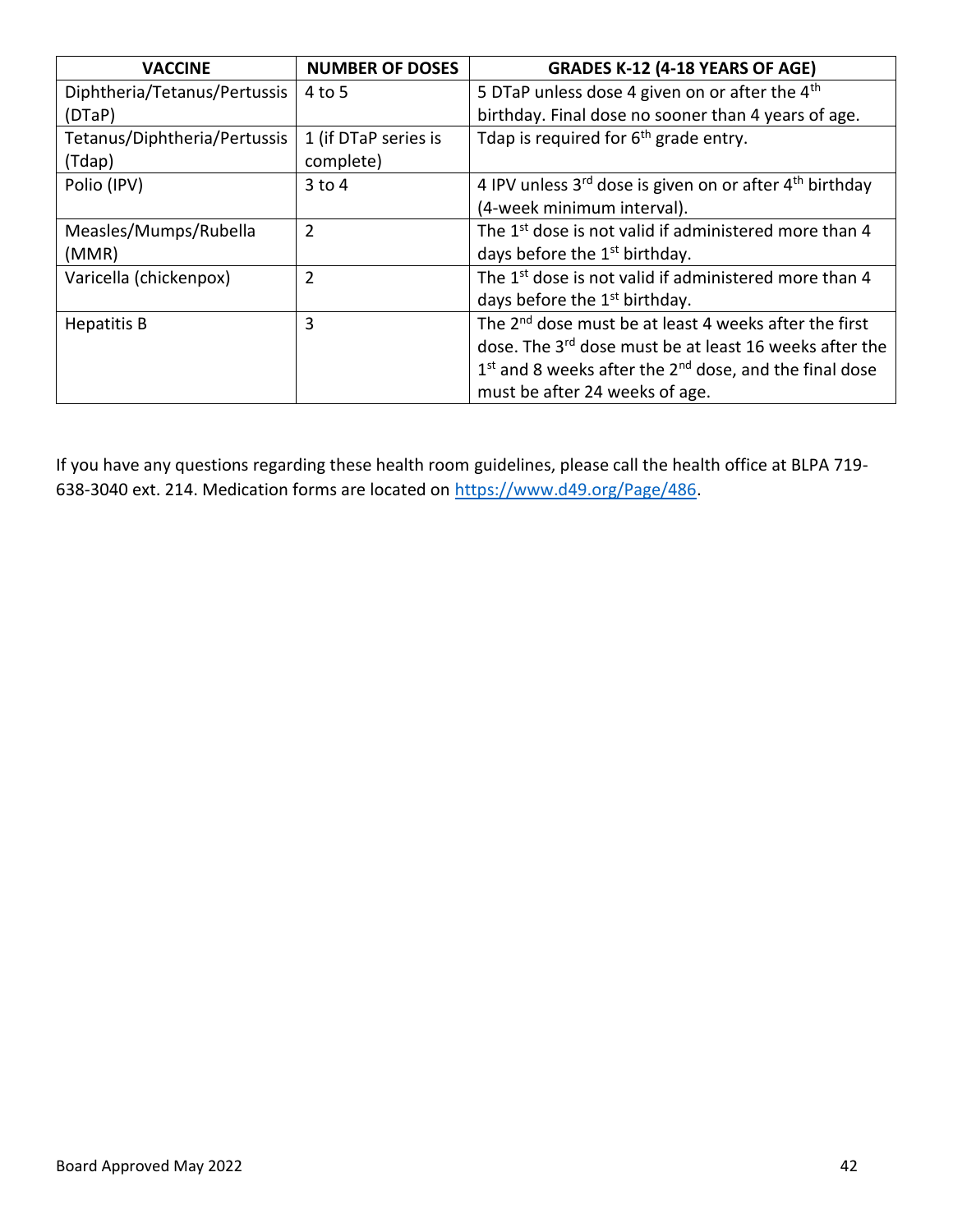| VACCINE | NUMBER OF DOSES | GRADES K-12 (4-18 YEARS OF AGE) |
|---|---|---|
| Diphtheria/Tetanus/Pertussis (DTaP) | 4 to 5 | 5 DTaP unless dose 4 given on or after the 4th birthday. Final dose no sooner than 4 years of age. |
| Tetanus/Diphtheria/Pertussis (Tdap) | 1 (if DTaP series is complete) | Tdap is required for 6th grade entry. |
| Polio (IPV) | 3 to 4 | 4 IPV unless 3rd dose is given on or after 4th birthday (4-week minimum interval). |
| Measles/Mumps/Rubella (MMR) | 2 | The 1st dose is not valid if administered more than 4 days before the 1st birthday. |
| Varicella (chickenpox) | 2 | The 1st dose is not valid if administered more than 4 days before the 1st birthday. |
| Hepatitis B | 3 | The 2nd dose must be at least 4 weeks after the first dose. The 3rd dose must be at least 16 weeks after the 1st and 8 weeks after the 2nd dose, and the final dose must be after 24 weeks of age. |

If you have any questions regarding these health room guidelines, please call the health office at BLPA 719-638-3040 ext. 214. Medication forms are located on https://www.d49.org/Page/486.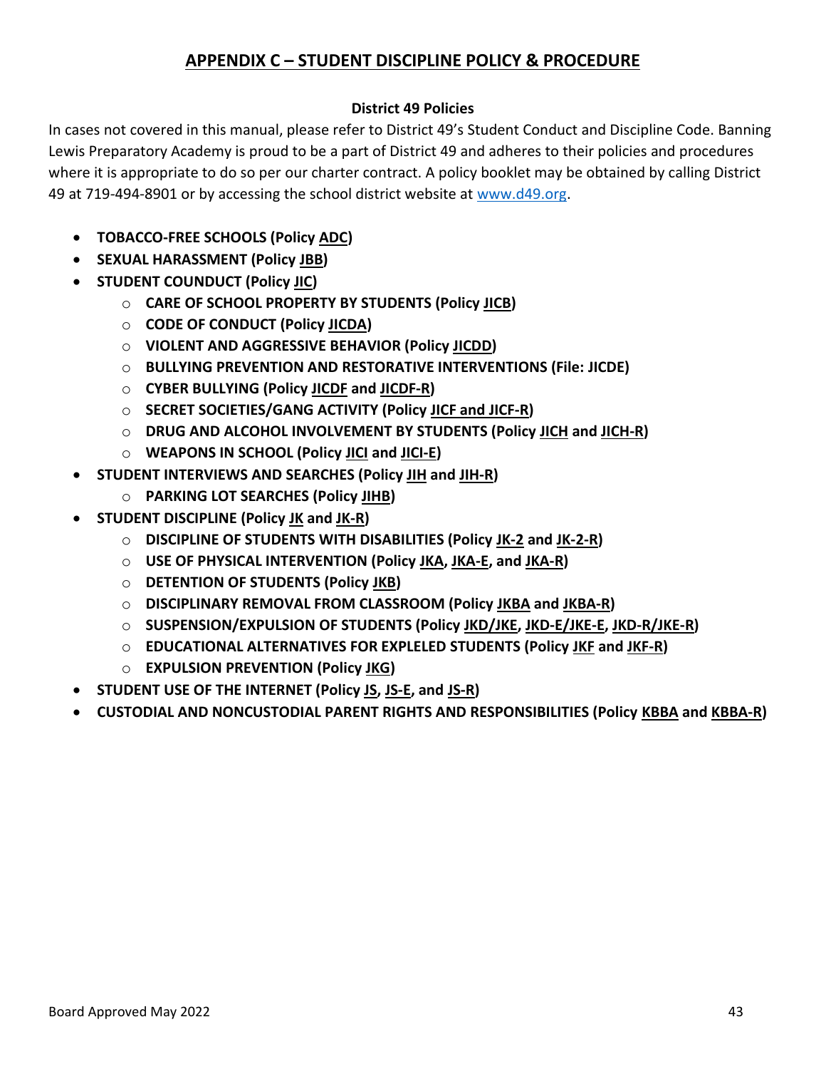## APPENDIX C – STUDENT DISCIPLINE POLICY & PROCEDURE

### District 49 Policies

In cases not covered in this manual, please refer to District 49's Student Conduct and Discipline Code. Banning Lewis Preparatory Academy is proud to be a part of District 49 and adheres to their policies and procedures where it is appropriate to do so per our charter contract. A policy booklet may be obtained by calling District 49 at 719-494-8901 or by accessing the school district website at www.d49.org.

- **TOBACCO-FREE SCHOOLS (Policy ADC)**
- **SEXUAL HARASSMENT (Policy JBB)**
- **STUDENT COUNDUCT (Policy JIC)**
  - **CARE OF SCHOOL PROPERTY BY STUDENTS (Policy JICB)**
  - **CODE OF CONDUCT (Policy JICDA)**
  - **VIOLENT AND AGGRESSIVE BEHAVIOR (Policy JICDD)**
  - **BULLYING PREVENTION AND RESTORATIVE INTERVENTIONS (File: JICDE)**
  - **CYBER BULLYING (Policy JICDF and JICDF-R)**
  - **SECRET SOCIETIES/GANG ACTIVITY (Policy JICF and JICF-R)**
  - **DRUG AND ALCOHOL INVOLVEMENT BY STUDENTS (Policy JICH and JICH-R)**
  - **WEAPONS IN SCHOOL (Policy JICI and JICI-E)**
- **STUDENT INTERVIEWS AND SEARCHES (Policy JIH and JIH-R)**
  - **PARKING LOT SEARCHES (Policy JIHB)**
- **STUDENT DISCIPLINE (Policy JK and JK-R)**
  - **DISCIPLINE OF STUDENTS WITH DISABILITIES (Policy JK-2 and JK-2-R)**
  - **USE OF PHYSICAL INTERVENTION (Policy JKA, JKA-E, and JKA-R)**
  - **DETENTION OF STUDENTS (Policy JKB)**
  - **DISCIPLINARY REMOVAL FROM CLASSROOM (Policy JKBA and JKBA-R)**
  - **SUSPENSION/EXPULSION OF STUDENTS (Policy JKD/JKE, JKD-E/JKE-E, JKD-R/JKE-R)**
  - **EDUCATIONAL ALTERNATIVES FOR EXPLELED STUDENTS (Policy JKF and JKF-R)**
  - **EXPULSION PREVENTION (Policy JKG)**
- **STUDENT USE OF THE INTERNET (Policy JS, JS-E, and JS-R)**
- **CUSTODIAL AND NONCUSTODIAL PARENT RIGHTS AND RESPONSIBILITIES (Policy KBBA and KBBA-R)**

Board Approved May 2022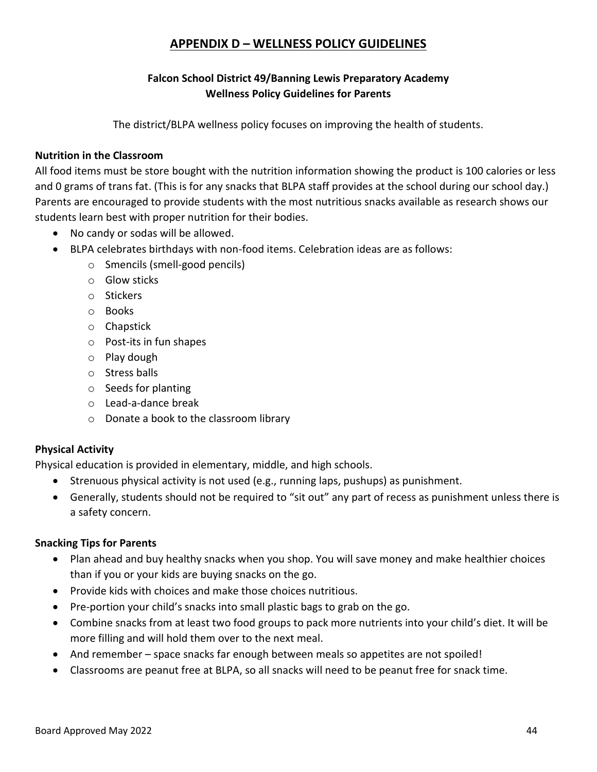# APPENDIX D – WELLNESS POLICY GUIDELINES

## Falcon School District 49/Banning Lewis Preparatory Academy
## Wellness Policy Guidelines for Parents

The district/BLPA wellness policy focuses on improving the health of students.

**Nutrition in the Classroom**

All food items must be store bought with the nutrition information showing the product is 100 calories or less and 0 grams of trans fat. (This is for any snacks that BLPA staff provides at the school during our school day.) Parents are encouraged to provide students with the most nutritious snacks available as research shows our students learn best with proper nutrition for their bodies.

- No candy or sodas will be allowed.
- BLPA celebrates birthdays with non-food items. Celebration ideas are as follows:
  - Smencils (smell-good pencils)
  - Glow sticks
  - Stickers
  - Books
  - Chapstick
  - Post-its in fun shapes
  - Play dough
  - Stress balls
  - Seeds for planting
  - Lead-a-dance break
  - Donate a book to the classroom library

**Physical Activity**

Physical education is provided in elementary, middle, and high schools.

- Strenuous physical activity is not used (e.g., running laps, pushups) as punishment.
- Generally, students should not be required to "sit out" any part of recess as punishment unless there is a safety concern.

**Snacking Tips for Parents**

- Plan ahead and buy healthy snacks when you shop. You will save money and make healthier choices than if you or your kids are buying snacks on the go.
- Provide kids with choices and make those choices nutritious.
- Pre-portion your child's snacks into small plastic bags to grab on the go.
- Combine snacks from at least two food groups to pack more nutrients into your child's diet. It will be more filling and will hold them over to the next meal.
- And remember – space snacks far enough between meals so appetites are not spoiled!
- Classrooms are peanut free at BLPA, so all snacks will need to be peanut free for snack time.

Board Approved May 2022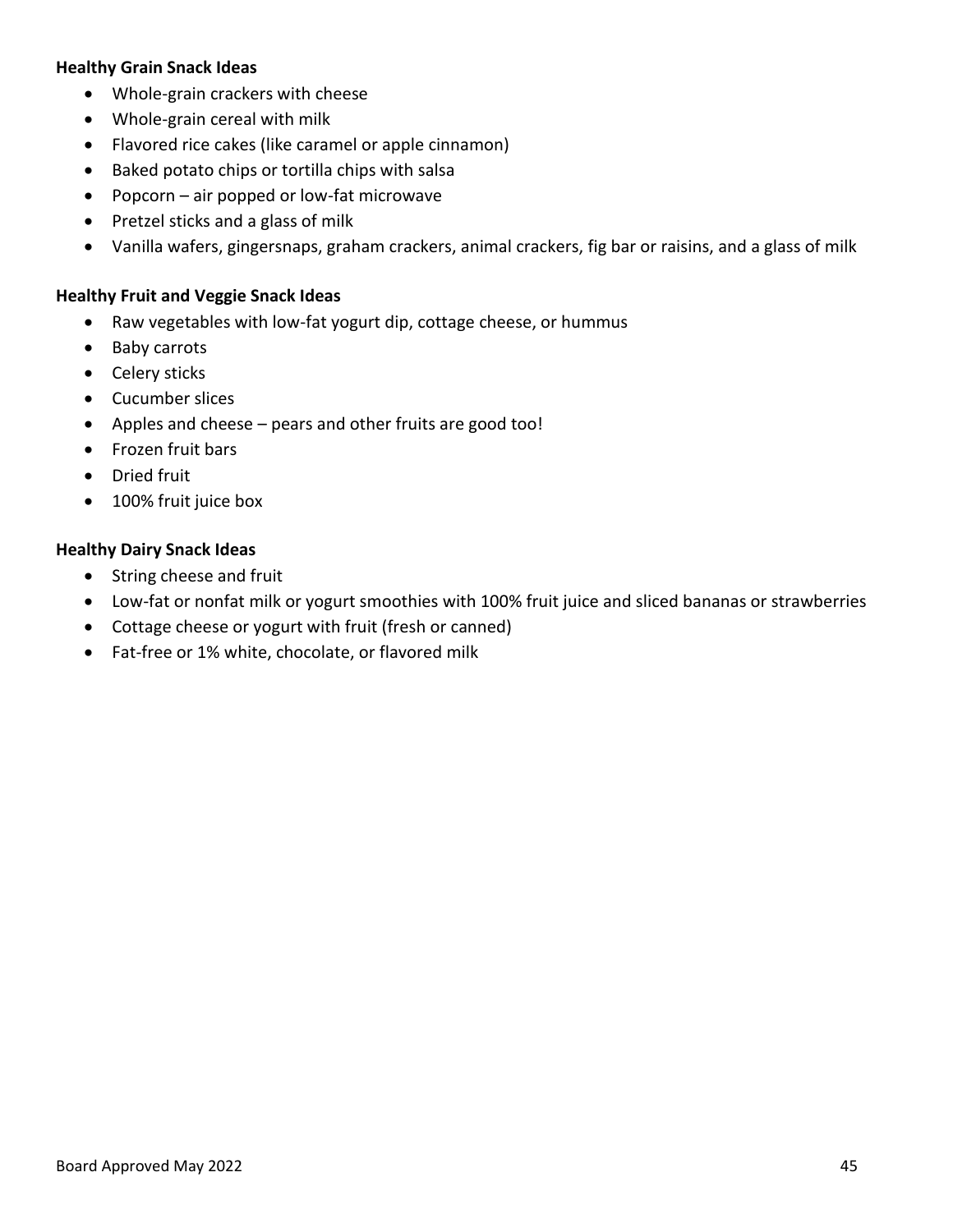**Healthy Grain Snack Ideas**

- Whole-grain crackers with cheese
- Whole-grain cereal with milk
- Flavored rice cakes (like caramel or apple cinnamon)
- Baked potato chips or tortilla chips with salsa
- Popcorn – air popped or low-fat microwave
- Pretzel sticks and a glass of milk
- Vanilla wafers, gingersnaps, graham crackers, animal crackers, fig bar or raisins, and a glass of milk

**Healthy Fruit and Veggie Snack Ideas**

- Raw vegetables with low-fat yogurt dip, cottage cheese, or hummus
- Baby carrots
- Celery sticks
- Cucumber slices
- Apples and cheese – pears and other fruits are good too!
- Frozen fruit bars
- Dried fruit
- 100% fruit juice box

**Healthy Dairy Snack Ideas**

- String cheese and fruit
- Low-fat or nonfat milk or yogurt smoothies with 100% fruit juice and sliced bananas or strawberries
- Cottage cheese or yogurt with fruit (fresh or canned)
- Fat-free or 1% white, chocolate, or flavored milk